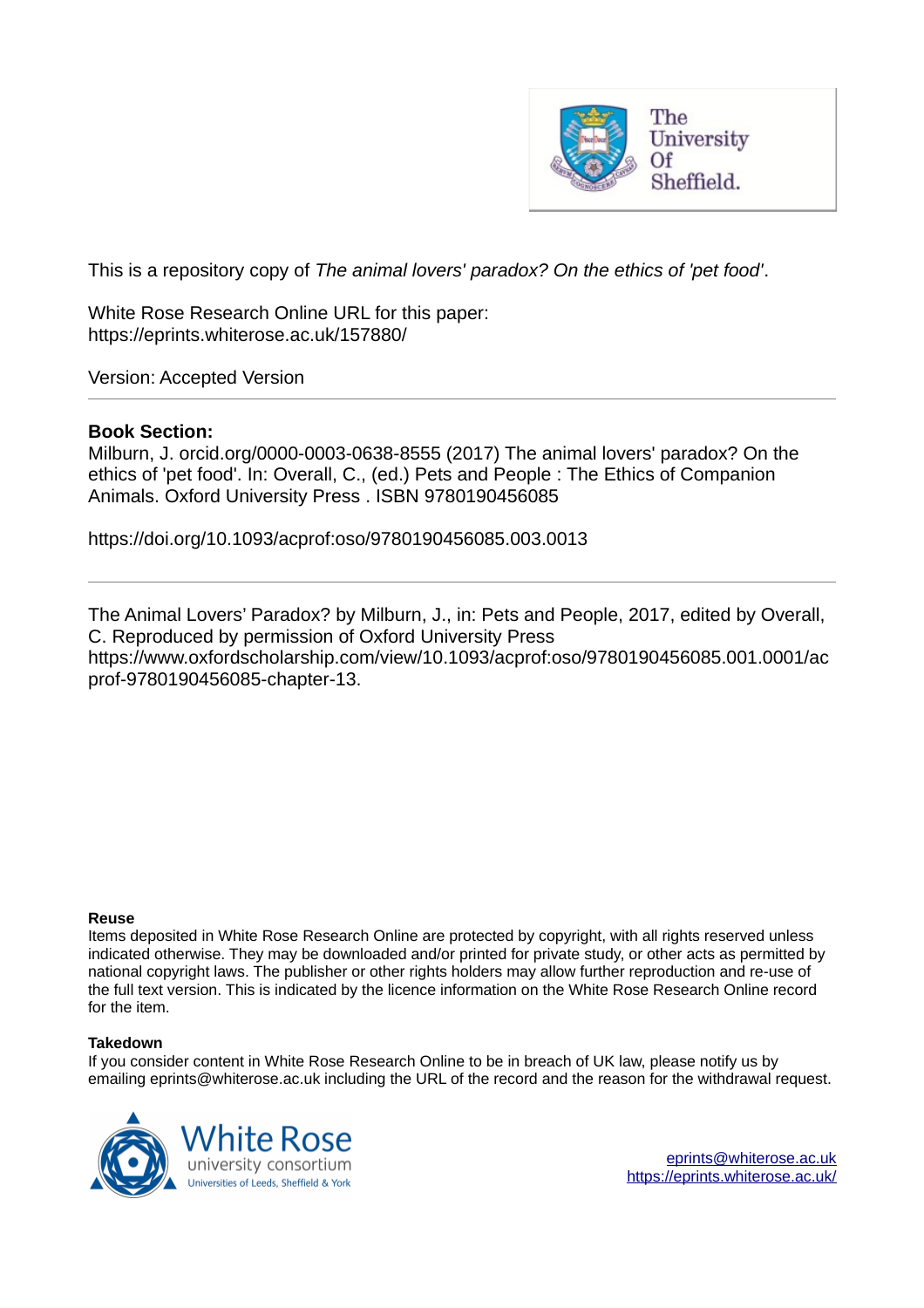The University Of Sheffield.

This is a repository copy of *The animal lovers' paradox? On the ethics of 'pet food'*.

White Rose Research Online URL for this paper:
https://eprints.whiterose.ac.uk/157880/

Version: Accepted Version

---

**Book Section:**

Milburn, J. orcid.org/0000-0003-0638-8555 (2017) The animal lovers' paradox? On the ethics of 'pet food'. In: Overall, C., (ed.) Pets and People : The Ethics of Companion Animals. Oxford University Press . ISBN 9780190456085

https://doi.org/10.1093/acprof:oso/9780190456085.003.0013

---

The Animal Lovers' Paradox? by Milburn, J., in: Pets and People, 2017, edited by Overall, C. Reproduced by permission of Oxford University Press
https://www.oxfordscholarship.com/view/10.1093/acprof:oso/9780190456085.001.0001/acprof-9780190456085-chapter-13.

**Reuse**

Items deposited in White Rose Research Online are protected by copyright, with all rights reserved unless indicated otherwise. They may be downloaded and/or printed for private study, or other acts as permitted by national copyright laws. The publisher or other rights holders may allow further reproduction and re-use of the full text version. This is indicated by the licence information on the White Rose Research Online record for the item.

**Takedown**

If you consider content in White Rose Research Online to be in breach of UK law, please notify us by emailing eprints@whiterose.ac.uk including the URL of the record and the reason for the withdrawal request.

White Rose university consortium
Universities of Leeds, Sheffield & York

eprints@whiterose.ac.uk
https://eprints.whiterose.ac.uk/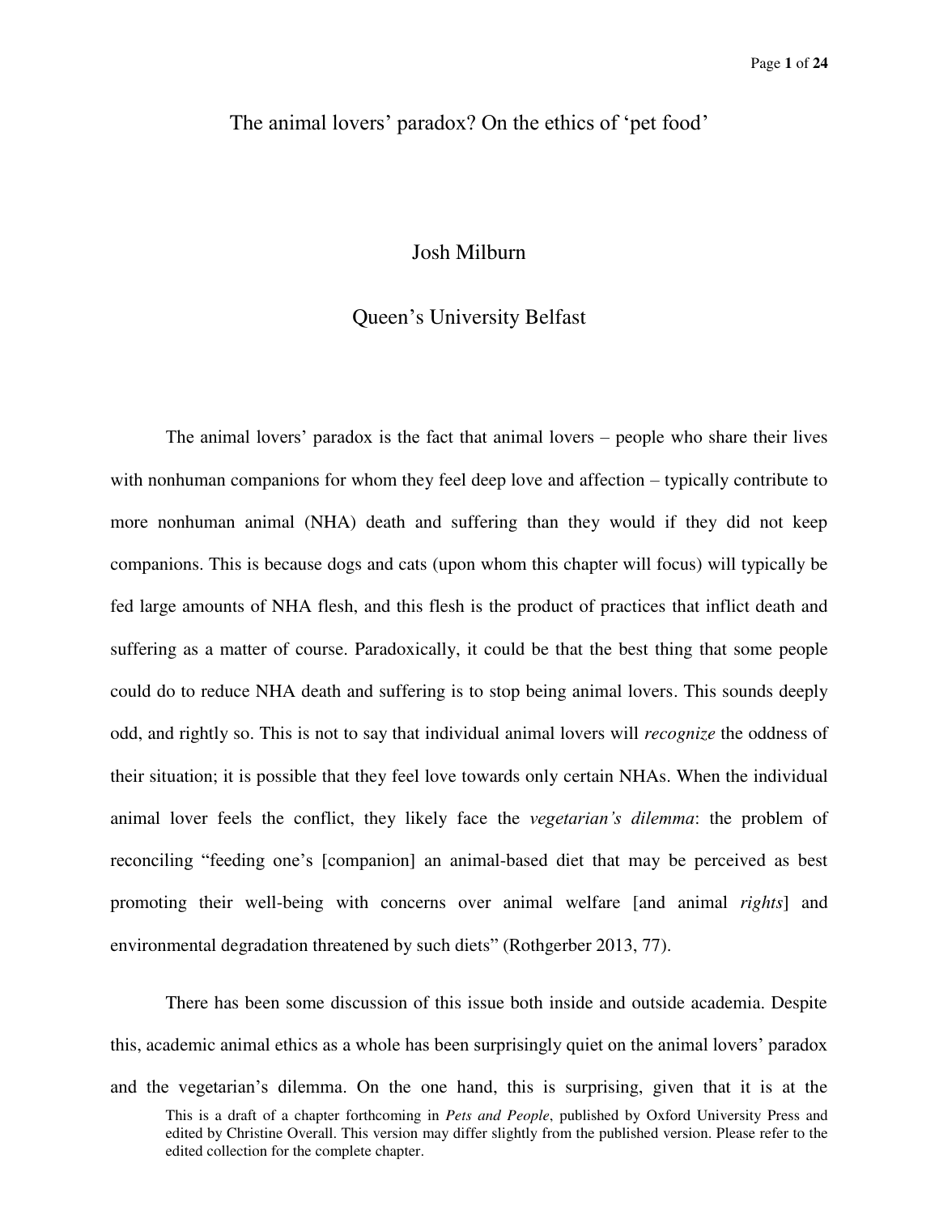# The animal lovers' paradox? On the ethics of 'pet food'

Josh Milburn

Queen's University Belfast

The animal lovers' paradox is the fact that animal lovers – people who share their lives with nonhuman companions for whom they feel deep love and affection – typically contribute to more nonhuman animal (NHA) death and suffering than they would if they did not keep companions. This is because dogs and cats (upon whom this chapter will focus) will typically be fed large amounts of NHA flesh, and this flesh is the product of practices that inflict death and suffering as a matter of course. Paradoxically, it could be that the best thing that some people could do to reduce NHA death and suffering is to stop being animal lovers. This sounds deeply odd, and rightly so. This is not to say that individual animal lovers will *recognize* the oddness of their situation; it is possible that they feel love towards only certain NHAs. When the individual animal lover feels the conflict, they likely face the *vegetarian's dilemma*: the problem of reconciling "feeding one's [companion] an animal-based diet that may be perceived as best promoting their well-being with concerns over animal welfare [and animal *rights*] and environmental degradation threatened by such diets" (Rothgerber 2013, 77).

There has been some discussion of this issue both inside and outside academia. Despite this, academic animal ethics as a whole has been surprisingly quiet on the animal lovers' paradox and the vegetarian's dilemma. On the one hand, this is surprising, given that it is at the

This is a draft of a chapter forthcoming in *Pets and People*, published by Oxford University Press and edited by Christine Overall. This version may differ slightly from the published version. Please refer to the edited collection for the complete chapter.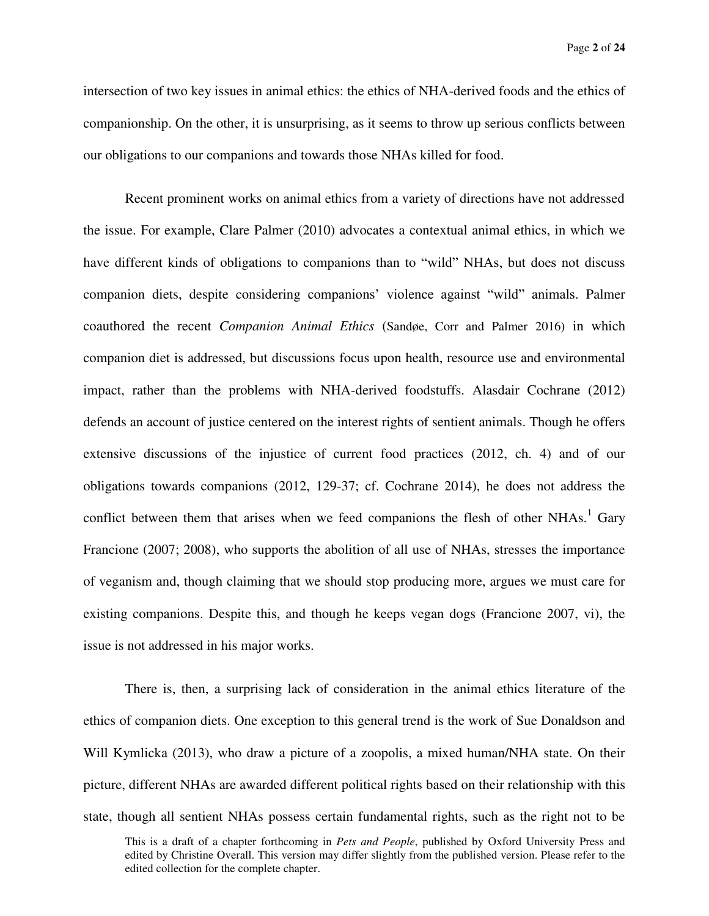intersection of two key issues in animal ethics: the ethics of NHA-derived foods and the ethics of companionship. On the other, it is unsurprising, as it seems to throw up serious conflicts between our obligations to our companions and towards those NHAs killed for food.

Recent prominent works on animal ethics from a variety of directions have not addressed the issue. For example, Clare Palmer (2010) advocates a contextual animal ethics, in which we have different kinds of obligations to companions than to "wild" NHAs, but does not discuss companion diets, despite considering companions' violence against "wild" animals. Palmer coauthored the recent *Companion Animal Ethics* (Sandøe, Corr and Palmer 2016) in which companion diet is addressed, but discussions focus upon health, resource use and environmental impact, rather than the problems with NHA-derived foodstuffs. Alasdair Cochrane (2012) defends an account of justice centered on the interest rights of sentient animals. Though he offers extensive discussions of the injustice of current food practices (2012, ch. 4) and of our obligations towards companions (2012, 129-37; cf. Cochrane 2014), he does not address the conflict between them that arises when we feed companions the flesh of other NHAs.[1] Gary Francione (2007; 2008), who supports the abolition of all use of NHAs, stresses the importance of veganism and, though claiming that we should stop producing more, argues we must care for existing companions. Despite this, and though he keeps vegan dogs (Francione 2007, vi), the issue is not addressed in his major works.

There is, then, a surprising lack of consideration in the animal ethics literature of the ethics of companion diets. One exception to this general trend is the work of Sue Donaldson and Will Kymlicka (2013), who draw a picture of a zoopolis, a mixed human/NHA state. On their picture, different NHAs are awarded different political rights based on their relationship with this state, though all sentient NHAs possess certain fundamental rights, such as the right not to be

This is a draft of a chapter forthcoming in *Pets and People*, published by Oxford University Press and edited by Christine Overall. This version may differ slightly from the published version. Please refer to the edited collection for the complete chapter.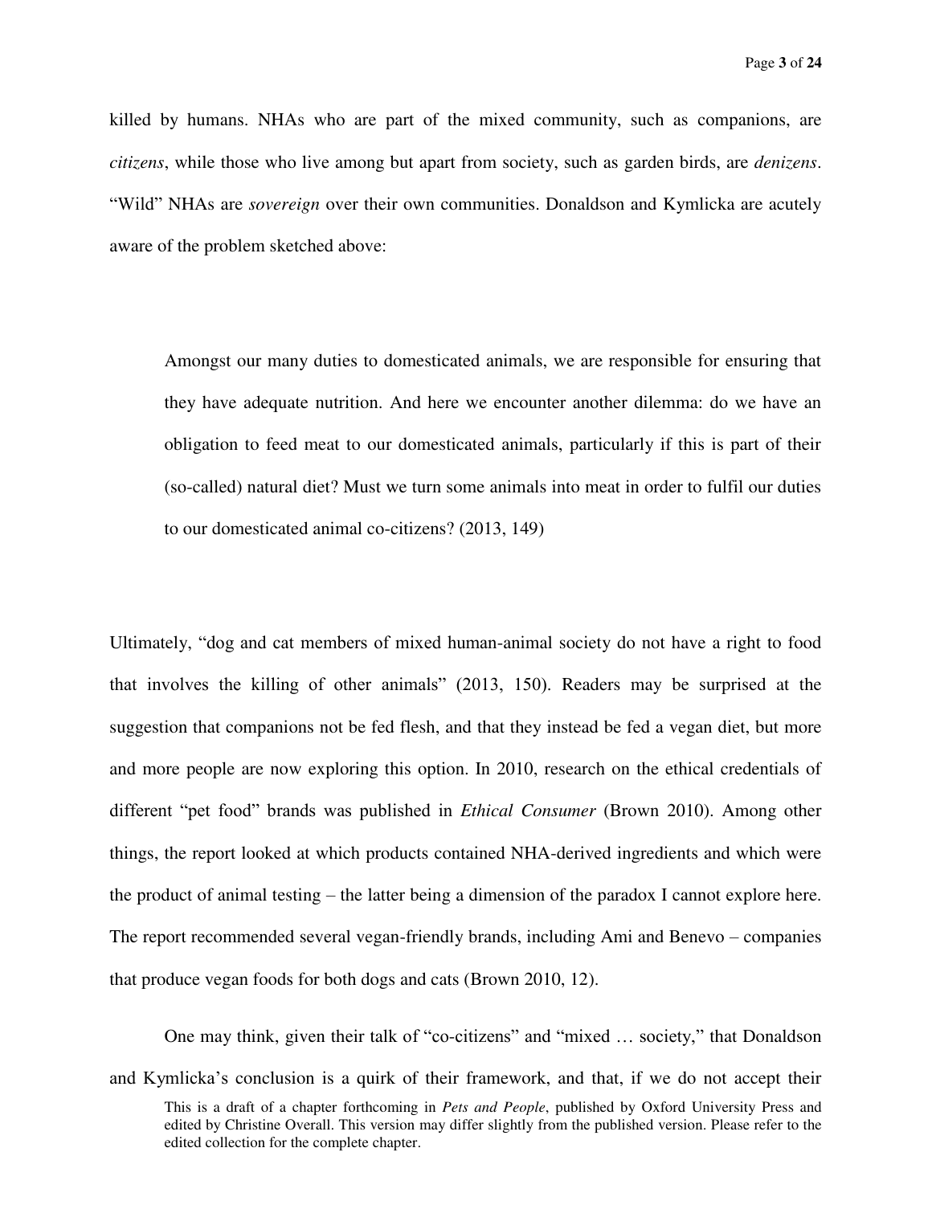killed by humans. NHAs who are part of the mixed community, such as companions, are *citizens*, while those who live among but apart from society, such as garden birds, are *denizens*. "Wild" NHAs are *sovereign* over their own communities. Donaldson and Kymlicka are acutely aware of the problem sketched above:

> Amongst our many duties to domesticated animals, we are responsible for ensuring that they have adequate nutrition. And here we encounter another dilemma: do we have an obligation to feed meat to our domesticated animals, particularly if this is part of their (so-called) natural diet? Must we turn some animals into meat in order to fulfil our duties to our domesticated animal co-citizens? (2013, 149)

Ultimately, "dog and cat members of mixed human-animal society do not have a right to food that involves the killing of other animals" (2013, 150). Readers may be surprised at the suggestion that companions not be fed flesh, and that they instead be fed a vegan diet, but more and more people are now exploring this option. In 2010, research on the ethical credentials of different "pet food" brands was published in *Ethical Consumer* (Brown 2010). Among other things, the report looked at which products contained NHA-derived ingredients and which were the product of animal testing – the latter being a dimension of the paradox I cannot explore here. The report recommended several vegan-friendly brands, including Ami and Benevo – companies that produce vegan foods for both dogs and cats (Brown 2010, 12).

One may think, given their talk of "co-citizens" and "mixed … society," that Donaldson and Kymlicka's conclusion is a quirk of their framework, and that, if we do not accept their

This is a draft of a chapter forthcoming in *Pets and People*, published by Oxford University Press and edited by Christine Overall. This version may differ slightly from the published version. Please refer to the edited collection for the complete chapter.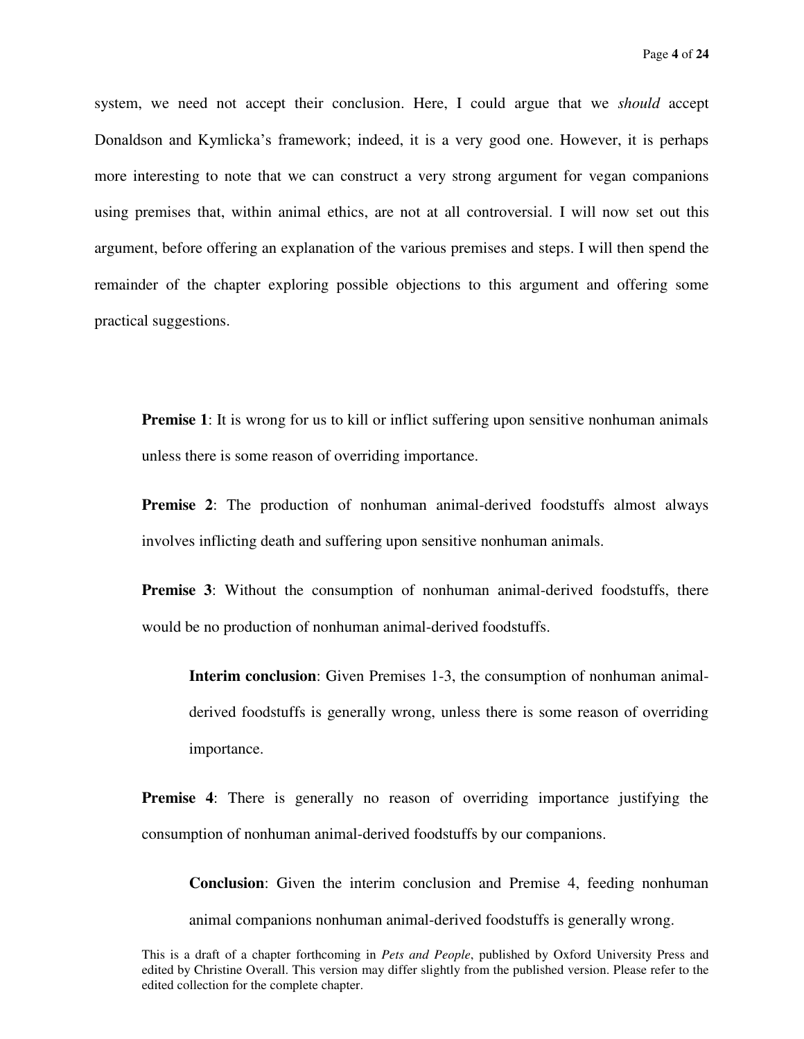system, we need not accept their conclusion. Here, I could argue that we *should* accept Donaldson and Kymlicka's framework; indeed, it is a very good one. However, it is perhaps more interesting to note that we can construct a very strong argument for vegan companions using premises that, within animal ethics, are not at all controversial. I will now set out this argument, before offering an explanation of the various premises and steps. I will then spend the remainder of the chapter exploring possible objections to this argument and offering some practical suggestions.

> **Premise 1**: It is wrong for us to kill or inflict suffering upon sensitive nonhuman animals unless there is some reason of overriding importance.
>
> **Premise 2**: The production of nonhuman animal-derived foodstuffs almost always involves inflicting death and suffering upon sensitive nonhuman animals.
>
> **Premise 3**: Without the consumption of nonhuman animal-derived foodstuffs, there would be no production of nonhuman animal-derived foodstuffs.
>
> > **Interim conclusion**: Given Premises 1-3, the consumption of nonhuman animal-derived foodstuffs is generally wrong, unless there is some reason of overriding importance.
>
> **Premise 4**: There is generally no reason of overriding importance justifying the consumption of nonhuman animal-derived foodstuffs by our companions.
>
> > **Conclusion**: Given the interim conclusion and Premise 4, feeding nonhuman animal companions nonhuman animal-derived foodstuffs is generally wrong.

This is a draft of a chapter forthcoming in *Pets and People*, published by Oxford University Press and edited by Christine Overall. This version may differ slightly from the published version. Please refer to the edited collection for the complete chapter.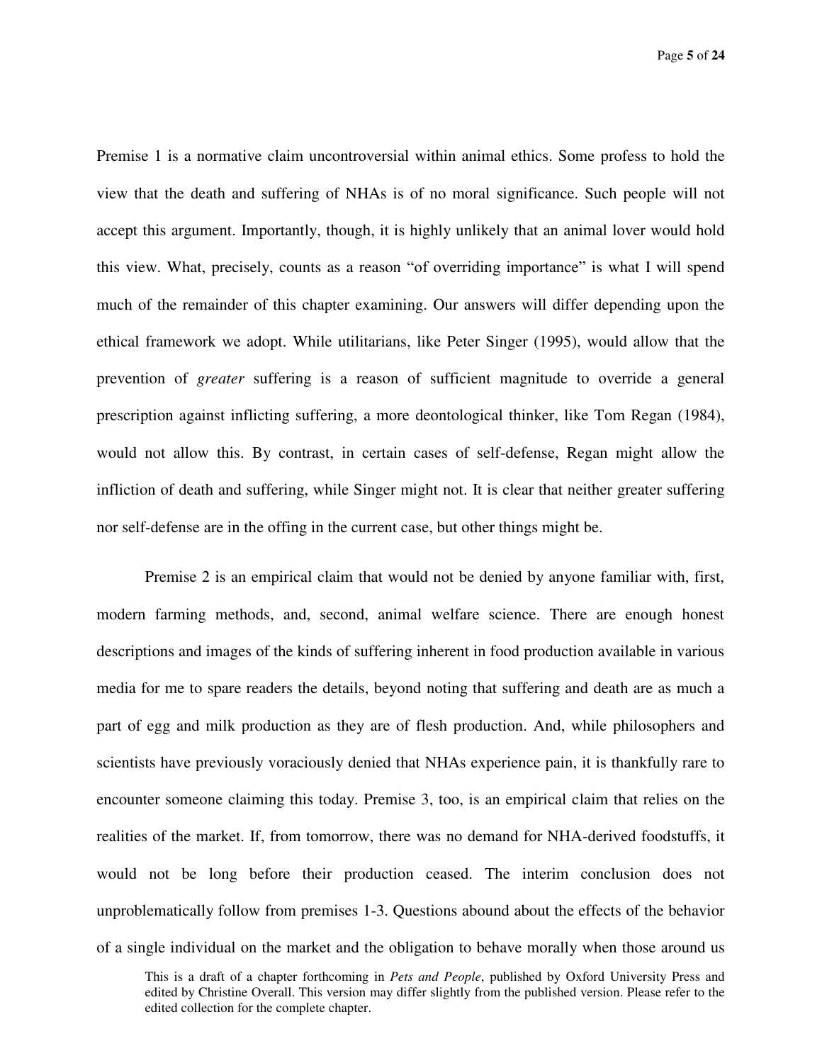Premise 1 is a normative claim uncontroversial within animal ethics. Some profess to hold the view that the death and suffering of NHAs is of no moral significance. Such people will not accept this argument. Importantly, though, it is highly unlikely that an animal lover would hold this view. What, precisely, counts as a reason "of overriding importance" is what I will spend much of the remainder of this chapter examining. Our answers will differ depending upon the ethical framework we adopt. While utilitarians, like Peter Singer (1995), would allow that the prevention of *greater* suffering is a reason of sufficient magnitude to override a general prescription against inflicting suffering, a more deontological thinker, like Tom Regan (1984), would not allow this. By contrast, in certain cases of self-defense, Regan might allow the infliction of death and suffering, while Singer might not. It is clear that neither greater suffering nor self-defense are in the offing in the current case, but other things might be.

Premise 2 is an empirical claim that would not be denied by anyone familiar with, first, modern farming methods, and, second, animal welfare science. There are enough honest descriptions and images of the kinds of suffering inherent in food production available in various media for me to spare readers the details, beyond noting that suffering and death are as much a part of egg and milk production as they are of flesh production. And, while philosophers and scientists have previously voraciously denied that NHAs experience pain, it is thankfully rare to encounter someone claiming this today. Premise 3, too, is an empirical claim that relies on the realities of the market. If, from tomorrow, there was no demand for NHA-derived foodstuffs, it would not be long before their production ceased. The interim conclusion does not unproblematically follow from premises 1-3. Questions abound about the effects of the behavior of a single individual on the market and the obligation to behave morally when those around us

This is a draft of a chapter forthcoming in *Pets and People*, published by Oxford University Press and edited by Christine Overall. This version may differ slightly from the published version. Please refer to the edited collection for the complete chapter.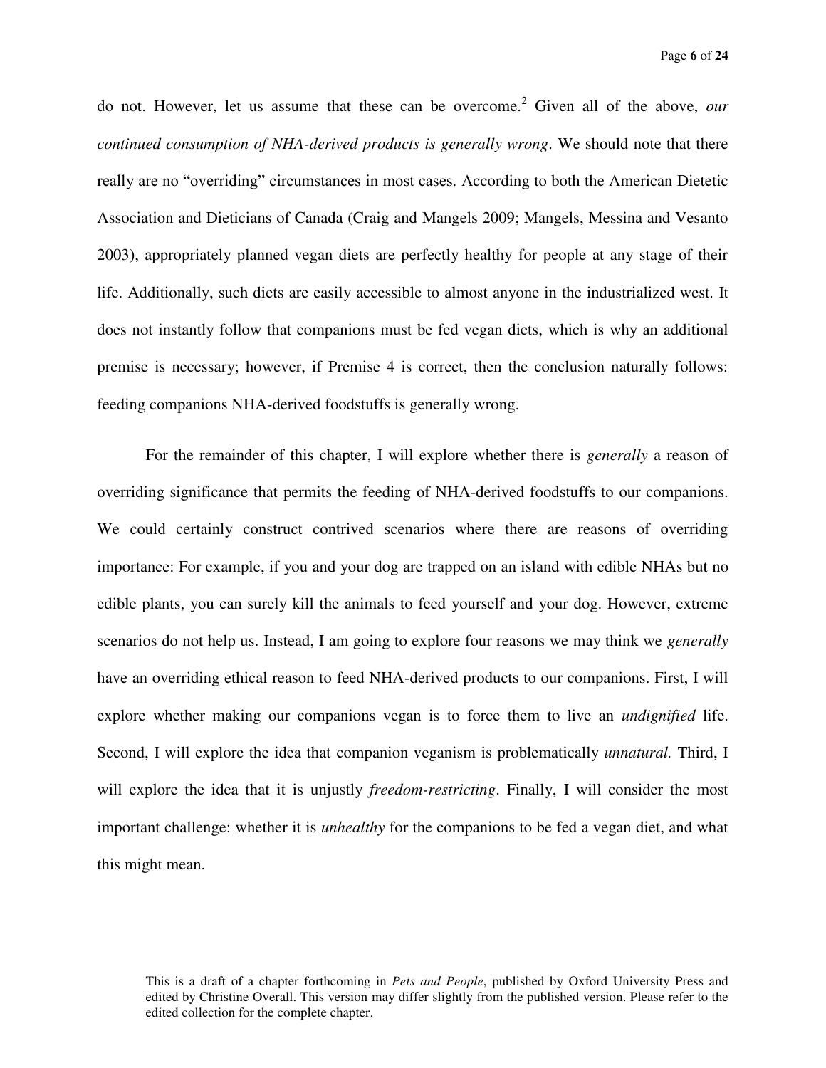do not. However, let us assume that these can be overcome.[2] Given all of the above, *our continued consumption of NHA-derived products is generally wrong*. We should note that there really are no "overriding" circumstances in most cases. According to both the American Dietetic Association and Dieticians of Canada (Craig and Mangels 2009; Mangels, Messina and Vesanto 2003), appropriately planned vegan diets are perfectly healthy for people at any stage of their life. Additionally, such diets are easily accessible to almost anyone in the industrialized west. It does not instantly follow that companions must be fed vegan diets, which is why an additional premise is necessary; however, if Premise 4 is correct, then the conclusion naturally follows: feeding companions NHA-derived foodstuffs is generally wrong.

For the remainder of this chapter, I will explore whether there is *generally* a reason of overriding significance that permits the feeding of NHA-derived foodstuffs to our companions. We could certainly construct contrived scenarios where there are reasons of overriding importance: For example, if you and your dog are trapped on an island with edible NHAs but no edible plants, you can surely kill the animals to feed yourself and your dog. However, extreme scenarios do not help us. Instead, I am going to explore four reasons we may think we *generally* have an overriding ethical reason to feed NHA-derived products to our companions. First, I will explore whether making our companions vegan is to force them to live an *undignified* life. Second, I will explore the idea that companion veganism is problematically *unnatural.* Third, I will explore the idea that it is unjustly *freedom-restricting*. Finally, I will consider the most important challenge: whether it is *unhealthy* for the companions to be fed a vegan diet, and what this might mean.

This is a draft of a chapter forthcoming in *Pets and People*, published by Oxford University Press and edited by Christine Overall. This version may differ slightly from the published version. Please refer to the edited collection for the complete chapter.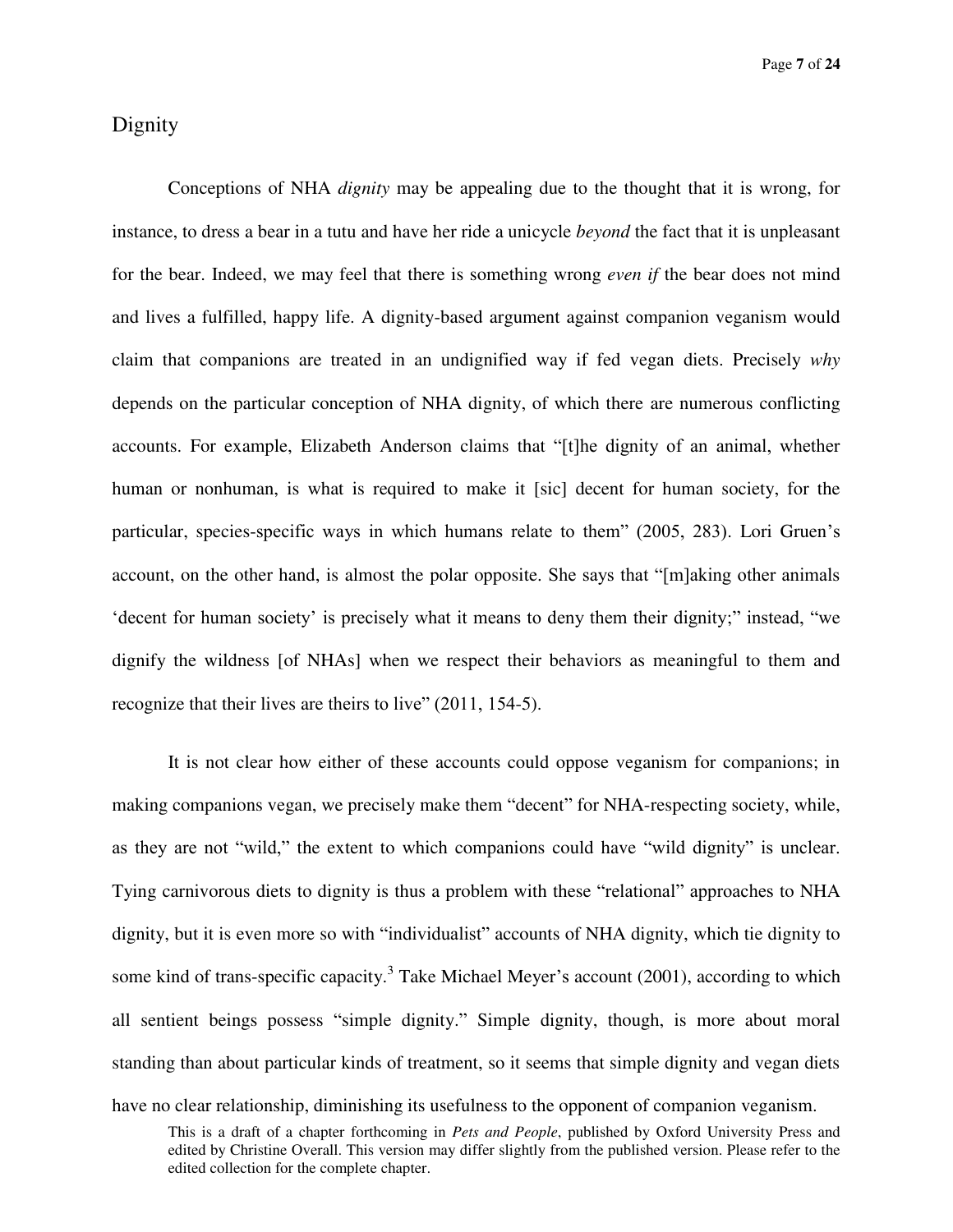## Dignity

Conceptions of NHA *dignity* may be appealing due to the thought that it is wrong, for instance, to dress a bear in a tutu and have her ride a unicycle *beyond* the fact that it is unpleasant for the bear. Indeed, we may feel that there is something wrong *even if* the bear does not mind and lives a fulfilled, happy life. A dignity-based argument against companion veganism would claim that companions are treated in an undignified way if fed vegan diets. Precisely *why* depends on the particular conception of NHA dignity, of which there are numerous conflicting accounts. For example, Elizabeth Anderson claims that "[t]he dignity of an animal, whether human or nonhuman, is what is required to make it [sic] decent for human society, for the particular, species-specific ways in which humans relate to them" (2005, 283). Lori Gruen's account, on the other hand, is almost the polar opposite. She says that "[m]aking other animals 'decent for human society' is precisely what it means to deny them their dignity;" instead, "we dignify the wildness [of NHAs] when we respect their behaviors as meaningful to them and recognize that their lives are theirs to live" (2011, 154-5).

It is not clear how either of these accounts could oppose veganism for companions; in making companions vegan, we precisely make them "decent" for NHA-respecting society, while, as they are not "wild," the extent to which companions could have "wild dignity" is unclear. Tying carnivorous diets to dignity is thus a problem with these "relational" approaches to NHA dignity, but it is even more so with "individualist" accounts of NHA dignity, which tie dignity to some kind of trans-specific capacity.[3] Take Michael Meyer's account (2001), according to which all sentient beings possess "simple dignity." Simple dignity, though, is more about moral standing than about particular kinds of treatment, so it seems that simple dignity and vegan diets have no clear relationship, diminishing its usefulness to the opponent of companion veganism.

This is a draft of a chapter forthcoming in *Pets and People*, published by Oxford University Press and edited by Christine Overall. This version may differ slightly from the published version. Please refer to the edited collection for the complete chapter.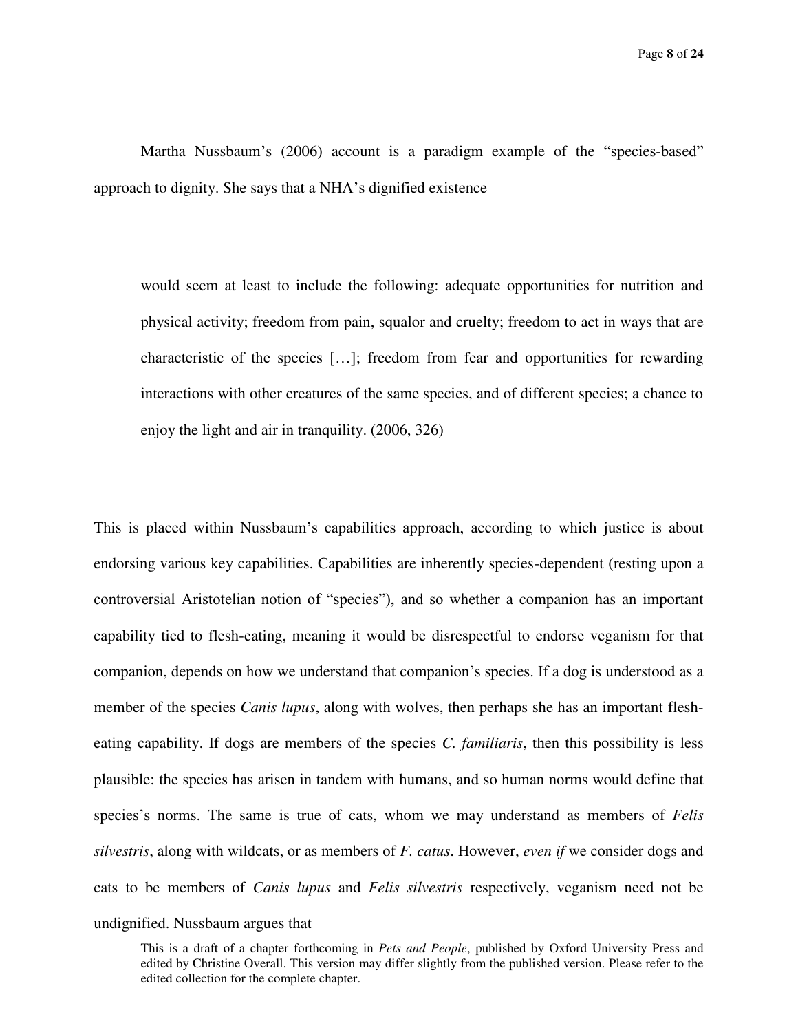Martha Nussbaum's (2006) account is a paradigm example of the "species-based" approach to dignity. She says that a NHA's dignified existence

> would seem at least to include the following: adequate opportunities for nutrition and physical activity; freedom from pain, squalor and cruelty; freedom to act in ways that are characteristic of the species […]; freedom from fear and opportunities for rewarding interactions with other creatures of the same species, and of different species; a chance to enjoy the light and air in tranquility. (2006, 326)

This is placed within Nussbaum's capabilities approach, according to which justice is about endorsing various key capabilities. Capabilities are inherently species-dependent (resting upon a controversial Aristotelian notion of "species"), and so whether a companion has an important capability tied to flesh-eating, meaning it would be disrespectful to endorse veganism for that companion, depends on how we understand that companion's species. If a dog is understood as a member of the species *Canis lupus*, along with wolves, then perhaps she has an important flesh-eating capability. If dogs are members of the species *C. familiaris*, then this possibility is less plausible: the species has arisen in tandem with humans, and so human norms would define that species's norms. The same is true of cats, whom we may understand as members of *Felis silvestris*, along with wildcats, or as members of *F. catus*. However, *even if* we consider dogs and cats to be members of *Canis lupus* and *Felis silvestris* respectively, veganism need not be undignified. Nussbaum argues that

This is a draft of a chapter forthcoming in *Pets and People*, published by Oxford University Press and edited by Christine Overall. This version may differ slightly from the published version. Please refer to the edited collection for the complete chapter.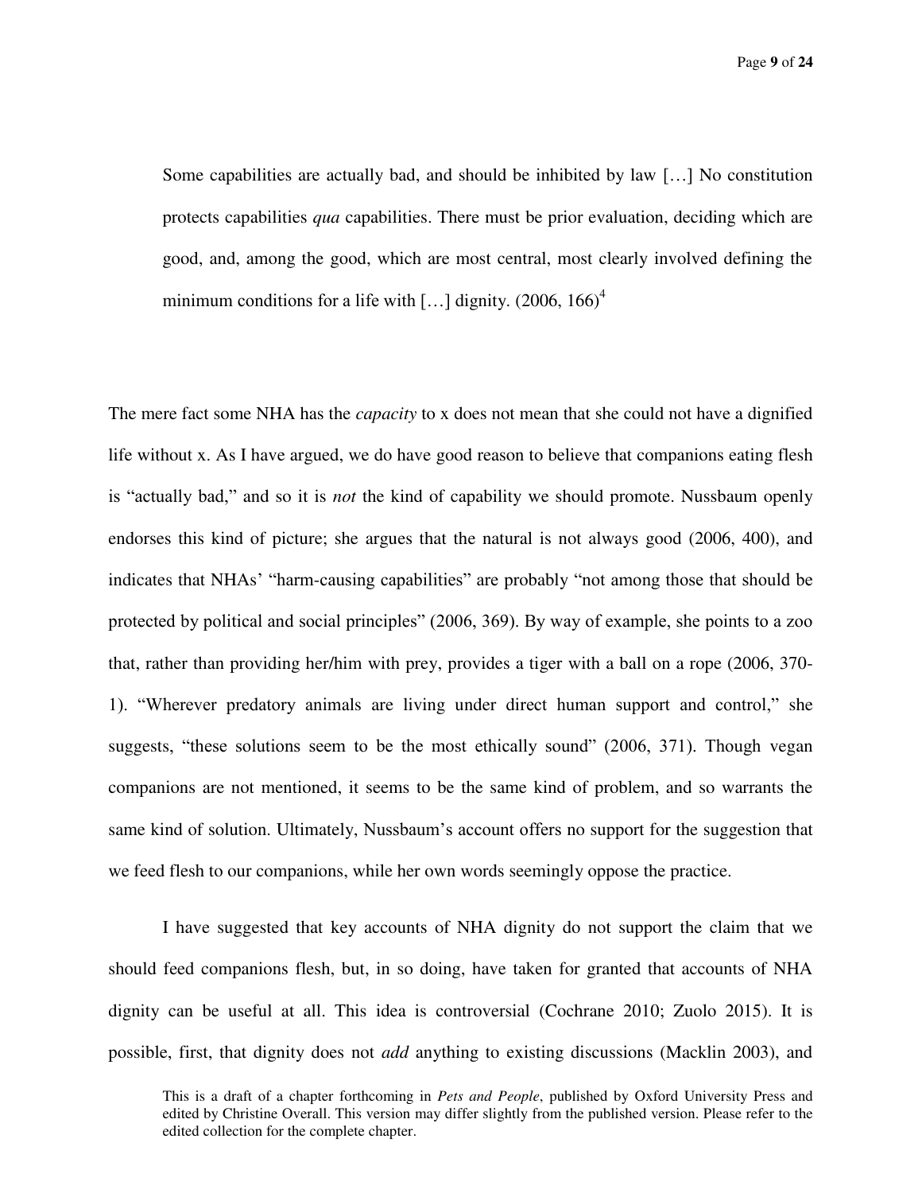> Some capabilities are actually bad, and should be inhibited by law […] No constitution protects capabilities *qua* capabilities. There must be prior evaluation, deciding which are good, and, among the good, which are most central, most clearly involved defining the minimum conditions for a life with […] dignity. (2006, 166)[4]

The mere fact some NHA has the *capacity* to x does not mean that she could not have a dignified life without x. As I have argued, we do have good reason to believe that companions eating flesh is "actually bad," and so it is *not* the kind of capability we should promote. Nussbaum openly endorses this kind of picture; she argues that the natural is not always good (2006, 400), and indicates that NHAs' "harm-causing capabilities" are probably "not among those that should be protected by political and social principles" (2006, 369). By way of example, she points to a zoo that, rather than providing her/him with prey, provides a tiger with a ball on a rope (2006, 370-1). "Wherever predatory animals are living under direct human support and control," she suggests, "these solutions seem to be the most ethically sound" (2006, 371). Though vegan companions are not mentioned, it seems to be the same kind of problem, and so warrants the same kind of solution. Ultimately, Nussbaum's account offers no support for the suggestion that we feed flesh to our companions, while her own words seemingly oppose the practice.

I have suggested that key accounts of NHA dignity do not support the claim that we should feed companions flesh, but, in so doing, have taken for granted that accounts of NHA dignity can be useful at all. This idea is controversial (Cochrane 2010; Zuolo 2015). It is possible, first, that dignity does not *add* anything to existing discussions (Macklin 2003), and

This is a draft of a chapter forthcoming in *Pets and People*, published by Oxford University Press and edited by Christine Overall. This version may differ slightly from the published version. Please refer to the edited collection for the complete chapter.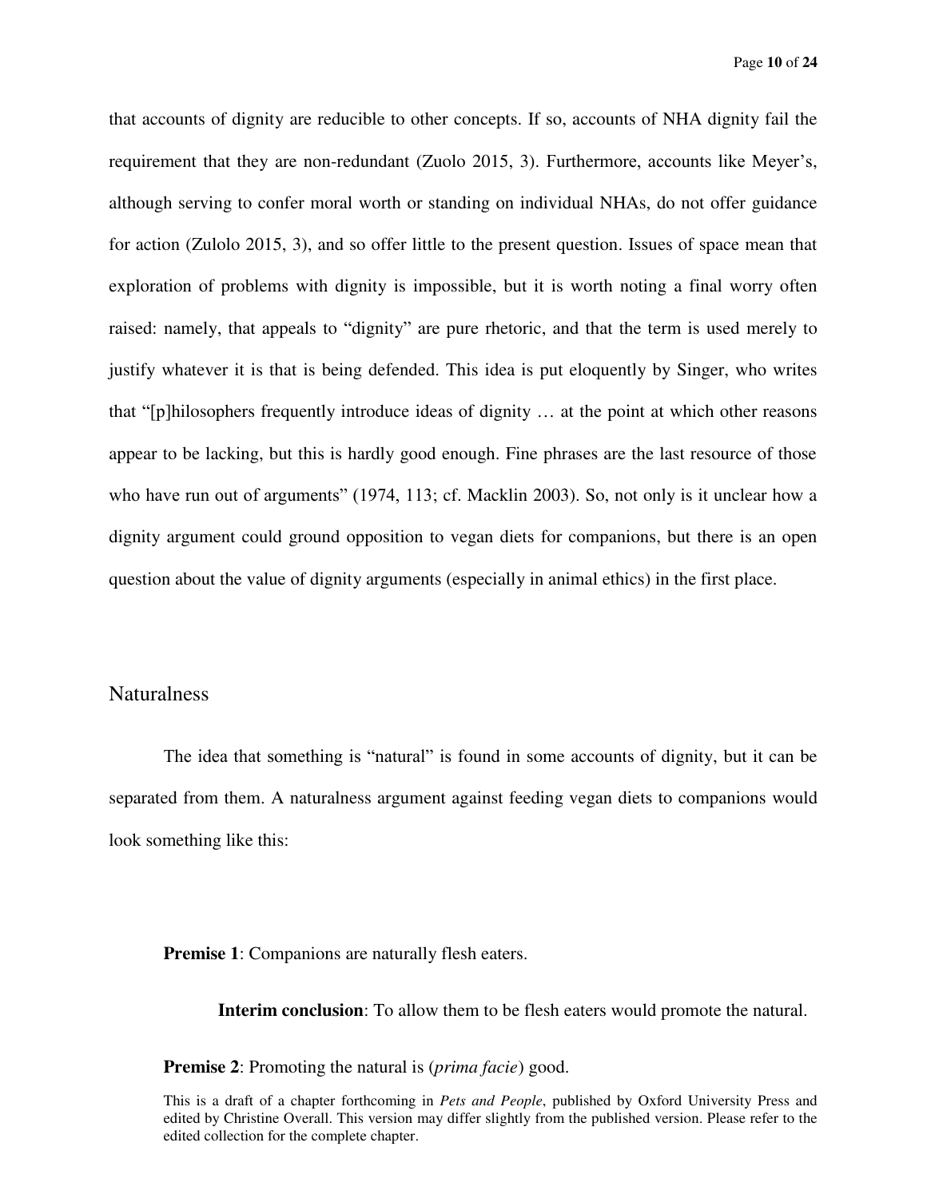that accounts of dignity are reducible to other concepts. If so, accounts of NHA dignity fail the requirement that they are non-redundant (Zuolo 2015, 3). Furthermore, accounts like Meyer's, although serving to confer moral worth or standing on individual NHAs, do not offer guidance for action (Zulolo 2015, 3), and so offer little to the present question. Issues of space mean that exploration of problems with dignity is impossible, but it is worth noting a final worry often raised: namely, that appeals to "dignity" are pure rhetoric, and that the term is used merely to justify whatever it is that is being defended. This idea is put eloquently by Singer, who writes that "[p]hilosophers frequently introduce ideas of dignity … at the point at which other reasons appear to be lacking, but this is hardly good enough. Fine phrases are the last resource of those who have run out of arguments" (1974, 113; cf. Macklin 2003). So, not only is it unclear how a dignity argument could ground opposition to vegan diets for companions, but there is an open question about the value of dignity arguments (especially in animal ethics) in the first place.

## Naturalness

The idea that something is "natural" is found in some accounts of dignity, but it can be separated from them. A naturalness argument against feeding vegan diets to companions would look something like this:

**Premise 1**: Companions are naturally flesh eaters.

> **Interim conclusion**: To allow them to be flesh eaters would promote the natural.

**Premise 2**: Promoting the natural is (*prima facie*) good.

This is a draft of a chapter forthcoming in *Pets and People*, published by Oxford University Press and edited by Christine Overall. This version may differ slightly from the published version. Please refer to the edited collection for the complete chapter.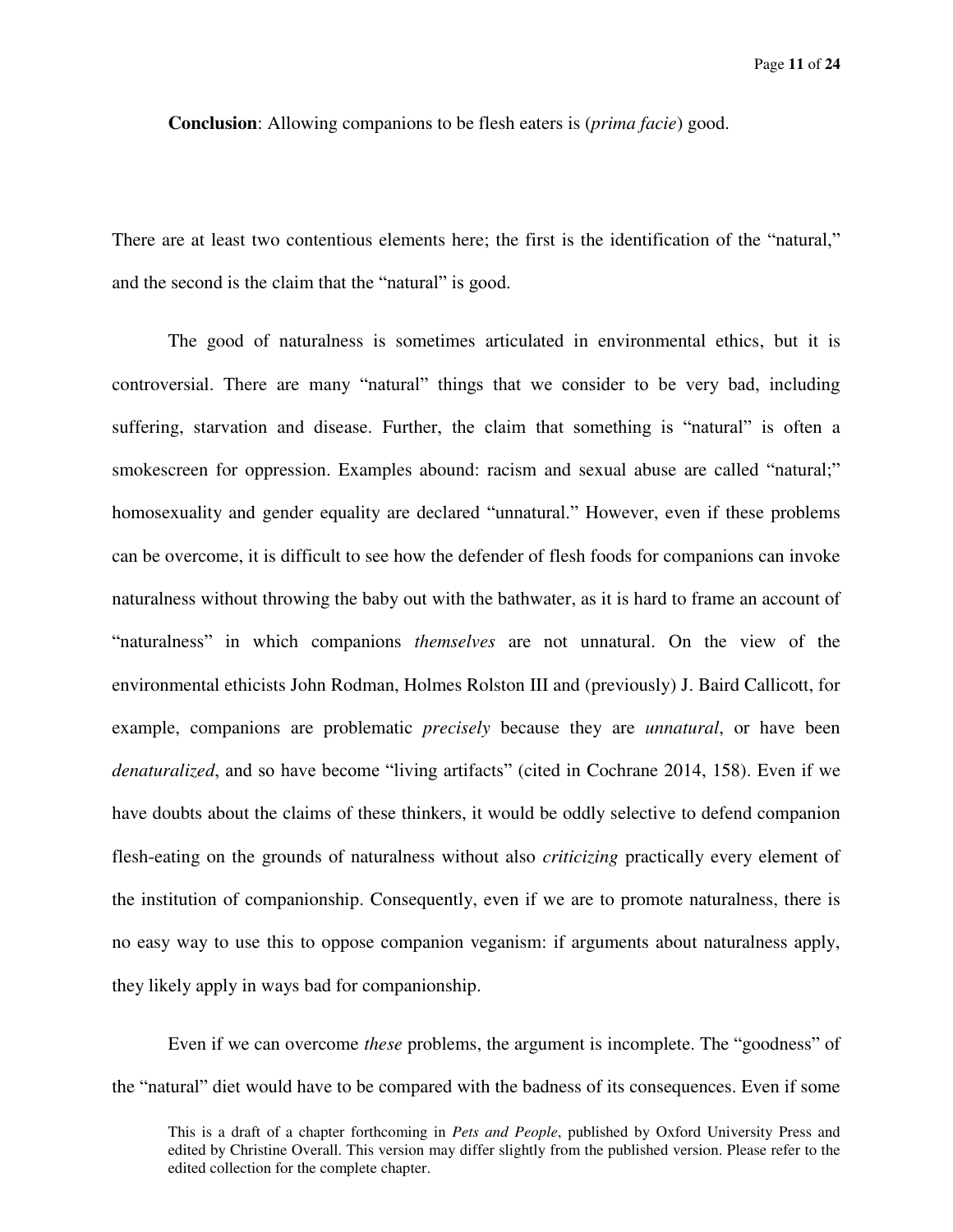**Conclusion**: Allowing companions to be flesh eaters is (*prima facie*) good.

There are at least two contentious elements here; the first is the identification of the "natural," and the second is the claim that the "natural" is good.

The good of naturalness is sometimes articulated in environmental ethics, but it is controversial. There are many "natural" things that we consider to be very bad, including suffering, starvation and disease. Further, the claim that something is "natural" is often a smokescreen for oppression. Examples abound: racism and sexual abuse are called "natural;" homosexuality and gender equality are declared "unnatural." However, even if these problems can be overcome, it is difficult to see how the defender of flesh foods for companions can invoke naturalness without throwing the baby out with the bathwater, as it is hard to frame an account of "naturalness" in which companions *themselves* are not unnatural. On the view of the environmental ethicists John Rodman, Holmes Rolston III and (previously) J. Baird Callicott, for example, companions are problematic *precisely* because they are *unnatural*, or have been *denaturalized*, and so have become "living artifacts" (cited in Cochrane 2014, 158). Even if we have doubts about the claims of these thinkers, it would be oddly selective to defend companion flesh-eating on the grounds of naturalness without also *criticizing* practically every element of the institution of companionship. Consequently, even if we are to promote naturalness, there is no easy way to use this to oppose companion veganism: if arguments about naturalness apply, they likely apply in ways bad for companionship.

Even if we can overcome *these* problems, the argument is incomplete. The "goodness" of the "natural" diet would have to be compared with the badness of its consequences. Even if some

This is a draft of a chapter forthcoming in *Pets and People*, published by Oxford University Press and edited by Christine Overall. This version may differ slightly from the published version. Please refer to the edited collection for the complete chapter.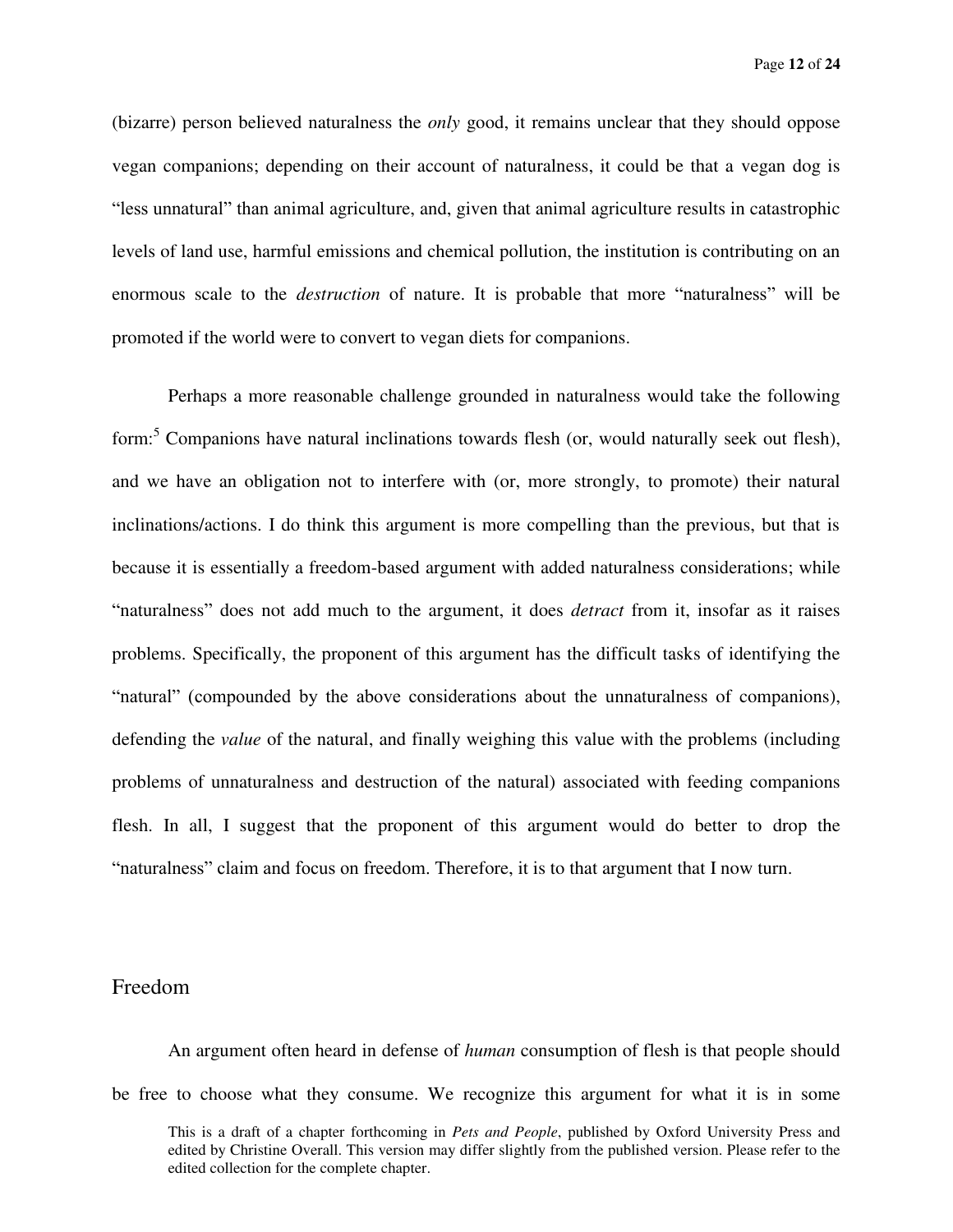(bizarre) person believed naturalness the *only* good, it remains unclear that they should oppose vegan companions; depending on their account of naturalness, it could be that a vegan dog is "less unnatural" than animal agriculture, and, given that animal agriculture results in catastrophic levels of land use, harmful emissions and chemical pollution, the institution is contributing on an enormous scale to the *destruction* of nature. It is probable that more "naturalness" will be promoted if the world were to convert to vegan diets for companions.

Perhaps a more reasonable challenge grounded in naturalness would take the following form:[5] Companions have natural inclinations towards flesh (or, would naturally seek out flesh), and we have an obligation not to interfere with (or, more strongly, to promote) their natural inclinations/actions. I do think this argument is more compelling than the previous, but that is because it is essentially a freedom-based argument with added naturalness considerations; while "naturalness" does not add much to the argument, it does *detract* from it, insofar as it raises problems. Specifically, the proponent of this argument has the difficult tasks of identifying the "natural" (compounded by the above considerations about the unnaturalness of companions), defending the *value* of the natural, and finally weighing this value with the problems (including problems of unnaturalness and destruction of the natural) associated with feeding companions flesh. In all, I suggest that the proponent of this argument would do better to drop the "naturalness" claim and focus on freedom. Therefore, it is to that argument that I now turn.

## Freedom

An argument often heard in defense of *human* consumption of flesh is that people should be free to choose what they consume. We recognize this argument for what it is in some

This is a draft of a chapter forthcoming in *Pets and People*, published by Oxford University Press and edited by Christine Overall. This version may differ slightly from the published version. Please refer to the edited collection for the complete chapter.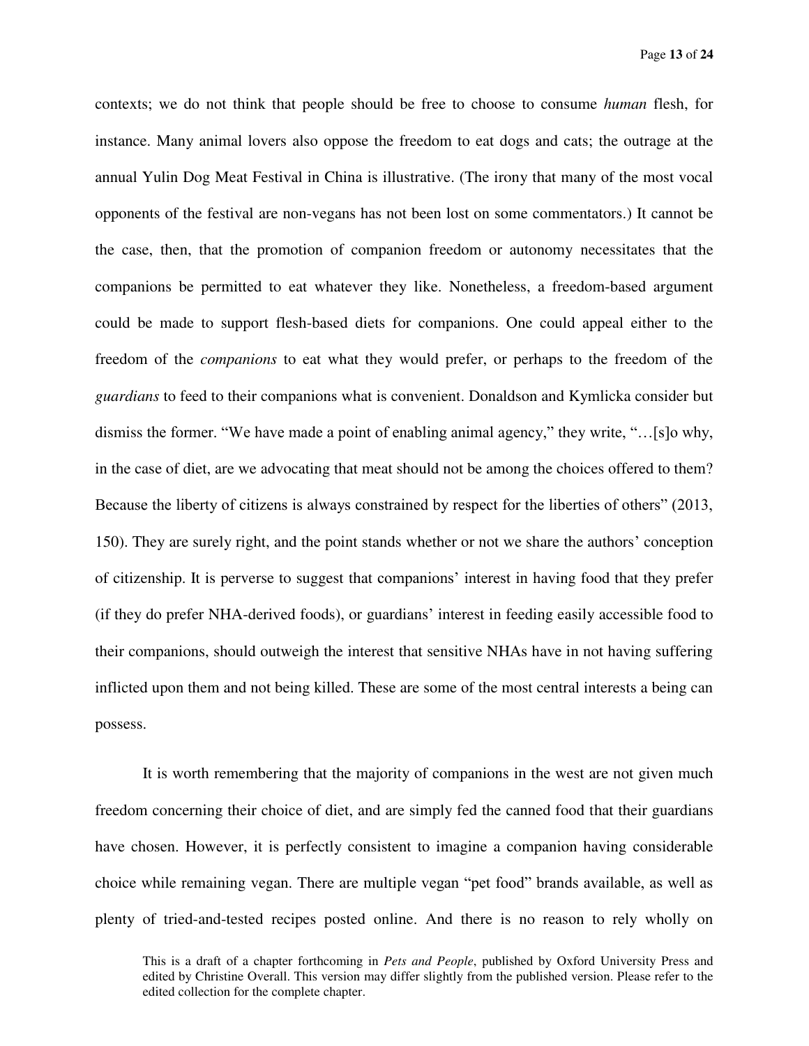contexts; we do not think that people should be free to choose to consume *human* flesh, for instance. Many animal lovers also oppose the freedom to eat dogs and cats; the outrage at the annual Yulin Dog Meat Festival in China is illustrative. (The irony that many of the most vocal opponents of the festival are non-vegans has not been lost on some commentators.) It cannot be the case, then, that the promotion of companion freedom or autonomy necessitates that the companions be permitted to eat whatever they like. Nonetheless, a freedom-based argument could be made to support flesh-based diets for companions. One could appeal either to the freedom of the *companions* to eat what they would prefer, or perhaps to the freedom of the *guardians* to feed to their companions what is convenient. Donaldson and Kymlicka consider but dismiss the former. "We have made a point of enabling animal agency," they write, "…[s]o why, in the case of diet, are we advocating that meat should not be among the choices offered to them? Because the liberty of citizens is always constrained by respect for the liberties of others" (2013, 150). They are surely right, and the point stands whether or not we share the authors' conception of citizenship. It is perverse to suggest that companions' interest in having food that they prefer (if they do prefer NHA-derived foods), or guardians' interest in feeding easily accessible food to their companions, should outweigh the interest that sensitive NHAs have in not having suffering inflicted upon them and not being killed. These are some of the most central interests a being can possess.

It is worth remembering that the majority of companions in the west are not given much freedom concerning their choice of diet, and are simply fed the canned food that their guardians have chosen. However, it is perfectly consistent to imagine a companion having considerable choice while remaining vegan. There are multiple vegan "pet food" brands available, as well as plenty of tried-and-tested recipes posted online. And there is no reason to rely wholly on

This is a draft of a chapter forthcoming in *Pets and People*, published by Oxford University Press and edited by Christine Overall. This version may differ slightly from the published version. Please refer to the edited collection for the complete chapter.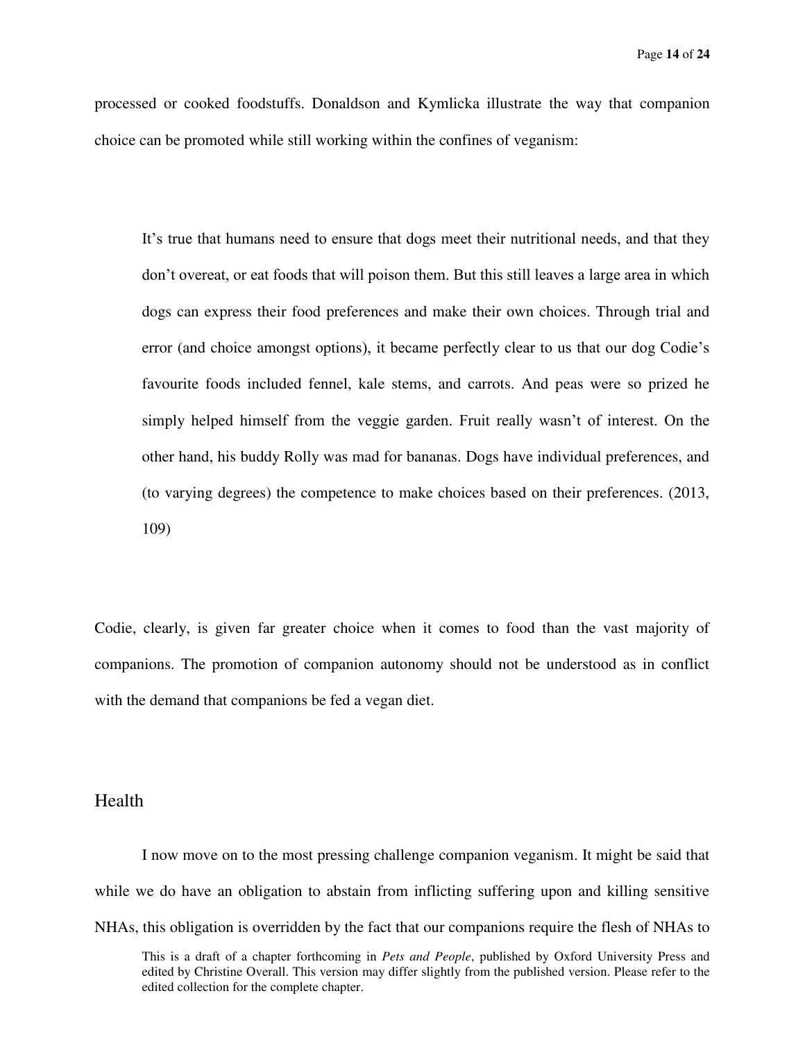processed or cooked foodstuffs. Donaldson and Kymlicka illustrate the way that companion choice can be promoted while still working within the confines of veganism:

> It's true that humans need to ensure that dogs meet their nutritional needs, and that they don't overeat, or eat foods that will poison them. But this still leaves a large area in which dogs can express their food preferences and make their own choices. Through trial and error (and choice amongst options), it became perfectly clear to us that our dog Codie's favourite foods included fennel, kale stems, and carrots. And peas were so prized he simply helped himself from the veggie garden. Fruit really wasn't of interest. On the other hand, his buddy Rolly was mad for bananas. Dogs have individual preferences, and (to varying degrees) the competence to make choices based on their preferences. (2013, 109)

Codie, clearly, is given far greater choice when it comes to food than the vast majority of companions. The promotion of companion autonomy should not be understood as in conflict with the demand that companions be fed a vegan diet.

## Health

I now move on to the most pressing challenge companion veganism. It might be said that while we do have an obligation to abstain from inflicting suffering upon and killing sensitive NHAs, this obligation is overridden by the fact that our companions require the flesh of NHAs to

This is a draft of a chapter forthcoming in *Pets and People*, published by Oxford University Press and edited by Christine Overall. This version may differ slightly from the published version. Please refer to the edited collection for the complete chapter.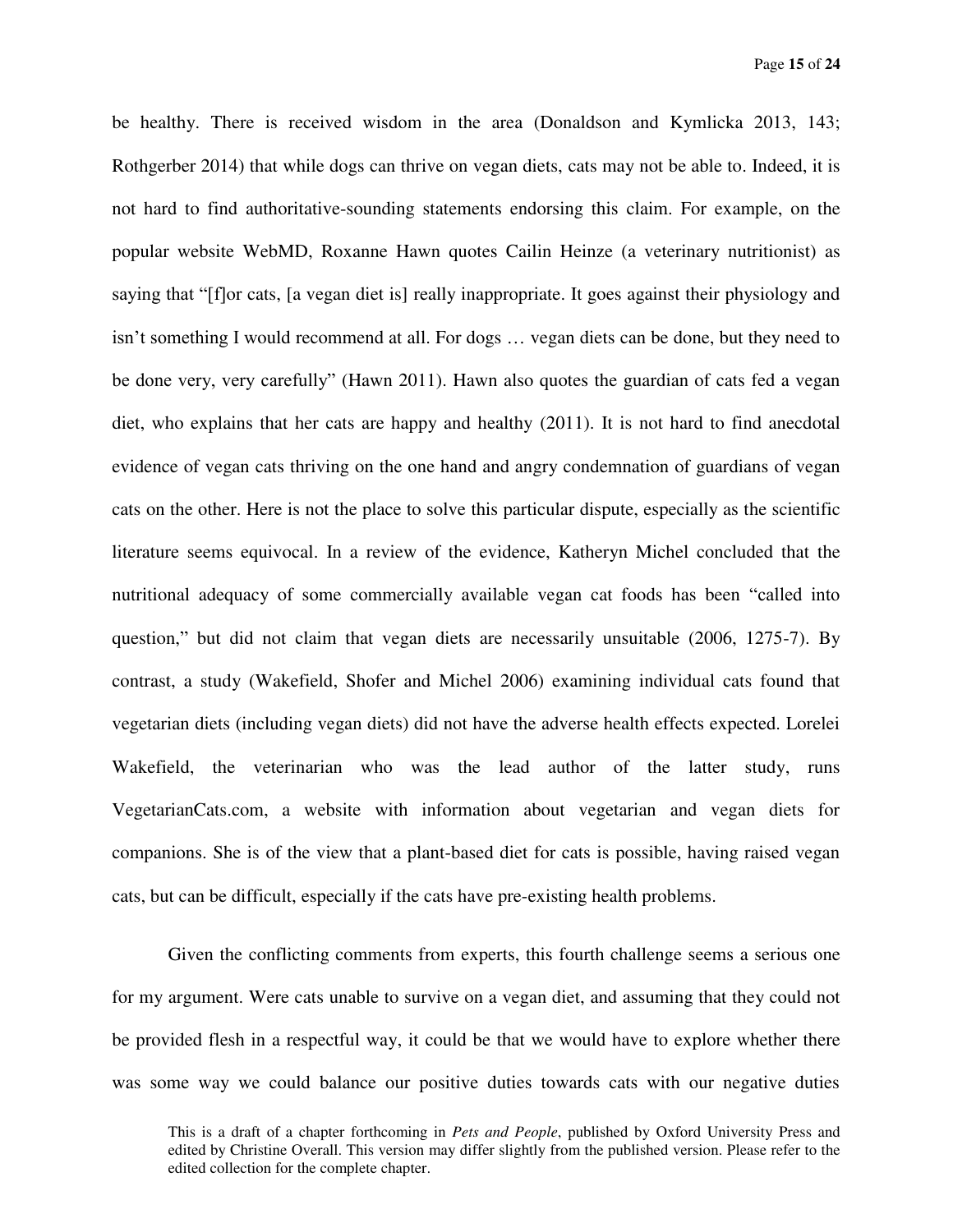be healthy. There is received wisdom in the area (Donaldson and Kymlicka 2013, 143; Rothgerber 2014) that while dogs can thrive on vegan diets, cats may not be able to. Indeed, it is not hard to find authoritative-sounding statements endorsing this claim. For example, on the popular website WebMD, Roxanne Hawn quotes Cailin Heinze (a veterinary nutritionist) as saying that "[f]or cats, [a vegan diet is] really inappropriate. It goes against their physiology and isn't something I would recommend at all. For dogs … vegan diets can be done, but they need to be done very, very carefully" (Hawn 2011). Hawn also quotes the guardian of cats fed a vegan diet, who explains that her cats are happy and healthy (2011). It is not hard to find anecdotal evidence of vegan cats thriving on the one hand and angry condemnation of guardians of vegan cats on the other. Here is not the place to solve this particular dispute, especially as the scientific literature seems equivocal. In a review of the evidence, Katheryn Michel concluded that the nutritional adequacy of some commercially available vegan cat foods has been "called into question," but did not claim that vegan diets are necessarily unsuitable (2006, 1275-7). By contrast, a study (Wakefield, Shofer and Michel 2006) examining individual cats found that vegetarian diets (including vegan diets) did not have the adverse health effects expected. Lorelei Wakefield, the veterinarian who was the lead author of the latter study, runs VegetarianCats.com, a website with information about vegetarian and vegan diets for companions. She is of the view that a plant-based diet for cats is possible, having raised vegan cats, but can be difficult, especially if the cats have pre-existing health problems.

Given the conflicting comments from experts, this fourth challenge seems a serious one for my argument. Were cats unable to survive on a vegan diet, and assuming that they could not be provided flesh in a respectful way, it could be that we would have to explore whether there was some way we could balance our positive duties towards cats with our negative duties

This is a draft of a chapter forthcoming in *Pets and People*, published by Oxford University Press and edited by Christine Overall. This version may differ slightly from the published version. Please refer to the edited collection for the complete chapter.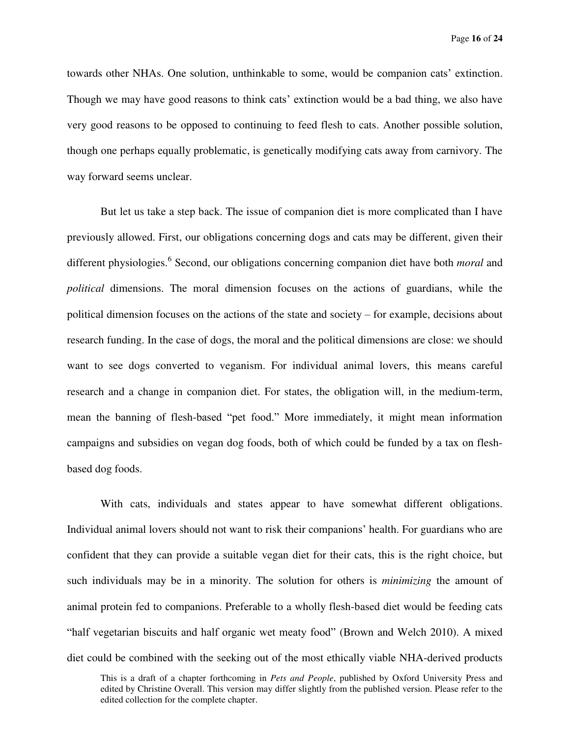towards other NHAs. One solution, unthinkable to some, would be companion cats' extinction. Though we may have good reasons to think cats' extinction would be a bad thing, we also have very good reasons to be opposed to continuing to feed flesh to cats. Another possible solution, though one perhaps equally problematic, is genetically modifying cats away from carnivory. The way forward seems unclear.

But let us take a step back. The issue of companion diet is more complicated than I have previously allowed. First, our obligations concerning dogs and cats may be different, given their different physiologies.[6] Second, our obligations concerning companion diet have both *moral* and *political* dimensions. The moral dimension focuses on the actions of guardians, while the political dimension focuses on the actions of the state and society – for example, decisions about research funding. In the case of dogs, the moral and the political dimensions are close: we should want to see dogs converted to veganism. For individual animal lovers, this means careful research and a change in companion diet. For states, the obligation will, in the medium-term, mean the banning of flesh-based "pet food." More immediately, it might mean information campaigns and subsidies on vegan dog foods, both of which could be funded by a tax on flesh-based dog foods.

With cats, individuals and states appear to have somewhat different obligations. Individual animal lovers should not want to risk their companions' health. For guardians who are confident that they can provide a suitable vegan diet for their cats, this is the right choice, but such individuals may be in a minority. The solution for others is *minimizing* the amount of animal protein fed to companions. Preferable to a wholly flesh-based diet would be feeding cats "half vegetarian biscuits and half organic wet meaty food" (Brown and Welch 2010). A mixed diet could be combined with the seeking out of the most ethically viable NHA-derived products

This is a draft of a chapter forthcoming in *Pets and People*, published by Oxford University Press and edited by Christine Overall. This version may differ slightly from the published version. Please refer to the edited collection for the complete chapter.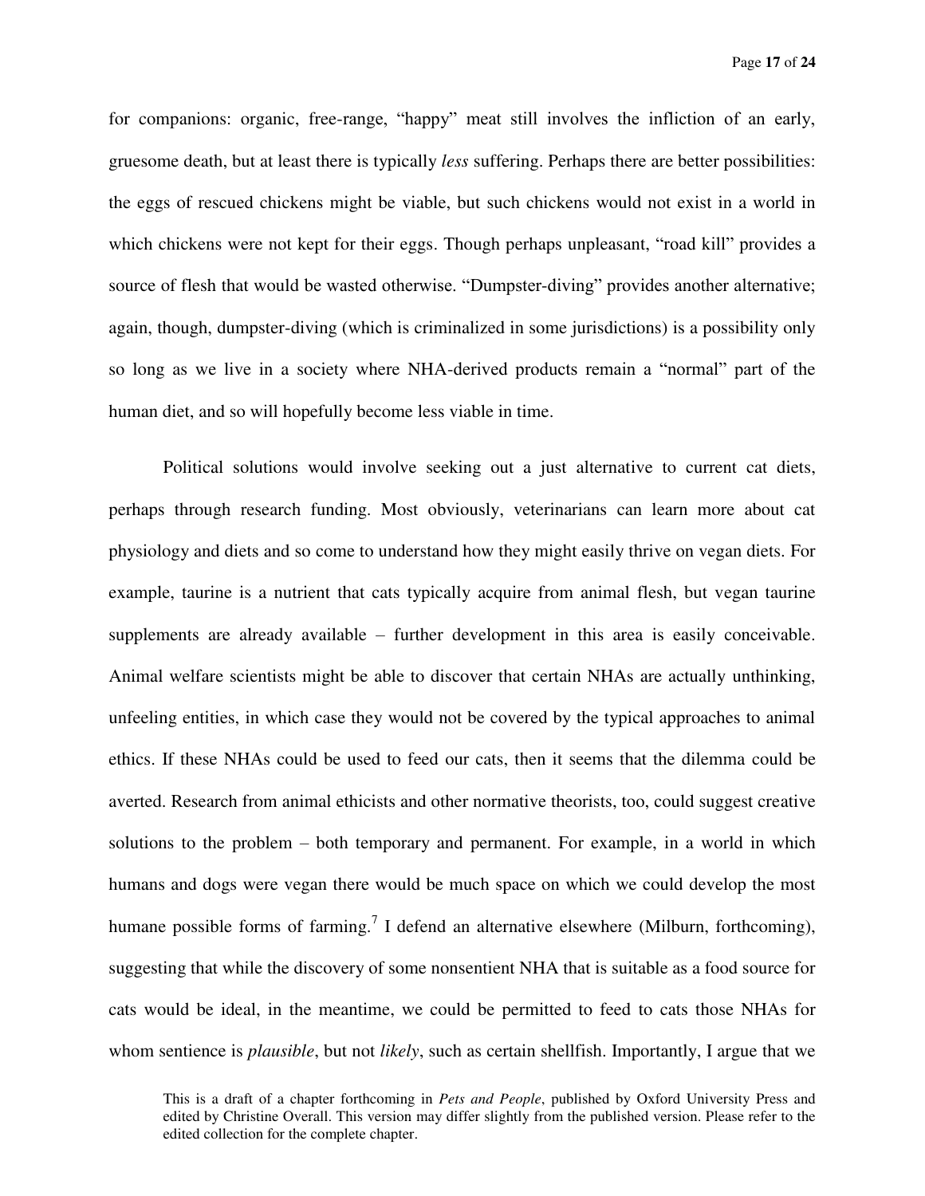for companions: organic, free-range, "happy" meat still involves the infliction of an early, gruesome death, but at least there is typically *less* suffering. Perhaps there are better possibilities: the eggs of rescued chickens might be viable, but such chickens would not exist in a world in which chickens were not kept for their eggs. Though perhaps unpleasant, "road kill" provides a source of flesh that would be wasted otherwise. "Dumpster-diving" provides another alternative; again, though, dumpster-diving (which is criminalized in some jurisdictions) is a possibility only so long as we live in a society where NHA-derived products remain a "normal" part of the human diet, and so will hopefully become less viable in time.

Political solutions would involve seeking out a just alternative to current cat diets, perhaps through research funding. Most obviously, veterinarians can learn more about cat physiology and diets and so come to understand how they might easily thrive on vegan diets. For example, taurine is a nutrient that cats typically acquire from animal flesh, but vegan taurine supplements are already available – further development in this area is easily conceivable. Animal welfare scientists might be able to discover that certain NHAs are actually unthinking, unfeeling entities, in which case they would not be covered by the typical approaches to animal ethics. If these NHAs could be used to feed our cats, then it seems that the dilemma could be averted. Research from animal ethicists and other normative theorists, too, could suggest creative solutions to the problem – both temporary and permanent. For example, in a world in which humans and dogs were vegan there would be much space on which we could develop the most humane possible forms of farming.[7] I defend an alternative elsewhere (Milburn, forthcoming), suggesting that while the discovery of some nonsentient NHA that is suitable as a food source for cats would be ideal, in the meantime, we could be permitted to feed to cats those NHAs for whom sentience is *plausible*, but not *likely*, such as certain shellfish. Importantly, I argue that we

This is a draft of a chapter forthcoming in *Pets and People*, published by Oxford University Press and edited by Christine Overall. This version may differ slightly from the published version. Please refer to the edited collection for the complete chapter.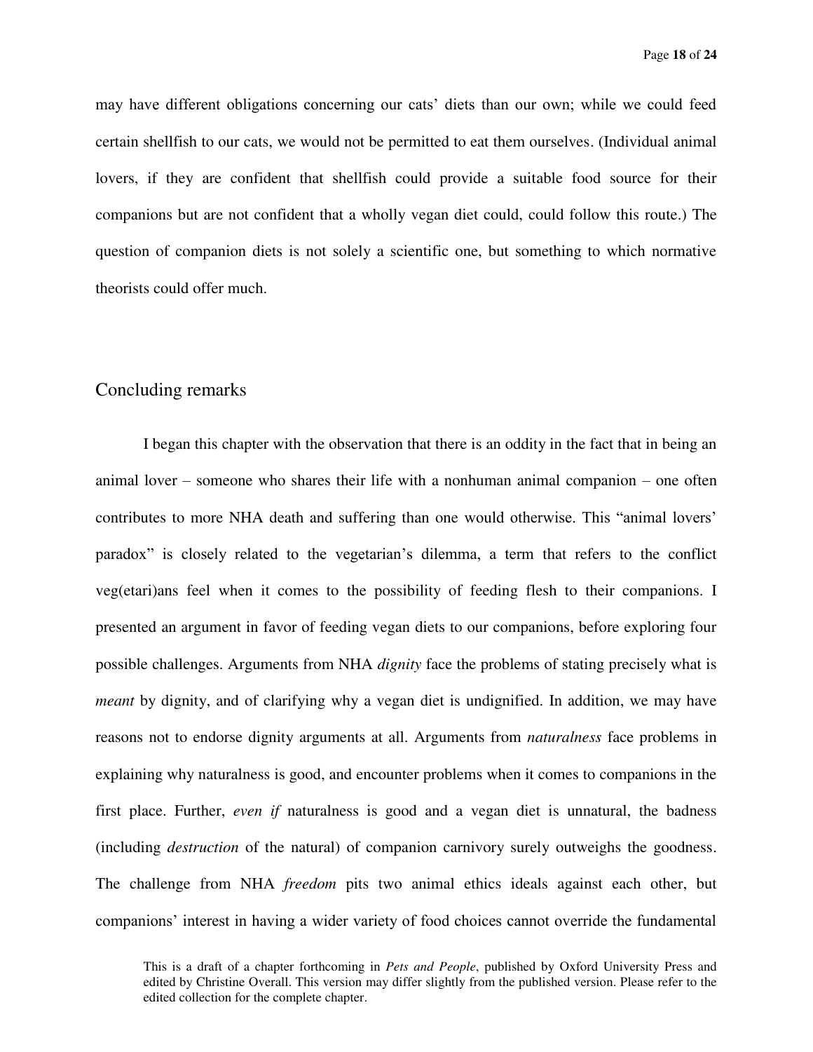may have different obligations concerning our cats' diets than our own; while we could feed certain shellfish to our cats, we would not be permitted to eat them ourselves. (Individual animal lovers, if they are confident that shellfish could provide a suitable food source for their companions but are not confident that a wholly vegan diet could, could follow this route.) The question of companion diets is not solely a scientific one, but something to which normative theorists could offer much.

## Concluding remarks

I began this chapter with the observation that there is an oddity in the fact that in being an animal lover – someone who shares their life with a nonhuman animal companion – one often contributes to more NHA death and suffering than one would otherwise. This "animal lovers' paradox" is closely related to the vegetarian's dilemma, a term that refers to the conflict veg(etari)ans feel when it comes to the possibility of feeding flesh to their companions. I presented an argument in favor of feeding vegan diets to our companions, before exploring four possible challenges. Arguments from NHA *dignity* face the problems of stating precisely what is *meant* by dignity, and of clarifying why a vegan diet is undignified. In addition, we may have reasons not to endorse dignity arguments at all. Arguments from *naturalness* face problems in explaining why naturalness is good, and encounter problems when it comes to companions in the first place. Further, *even if* naturalness is good and a vegan diet is unnatural, the badness (including *destruction* of the natural) of companion carnivory surely outweighs the goodness. The challenge from NHA *freedom* pits two animal ethics ideals against each other, but companions' interest in having a wider variety of food choices cannot override the fundamental

This is a draft of a chapter forthcoming in *Pets and People*, published by Oxford University Press and edited by Christine Overall. This version may differ slightly from the published version. Please refer to the edited collection for the complete chapter.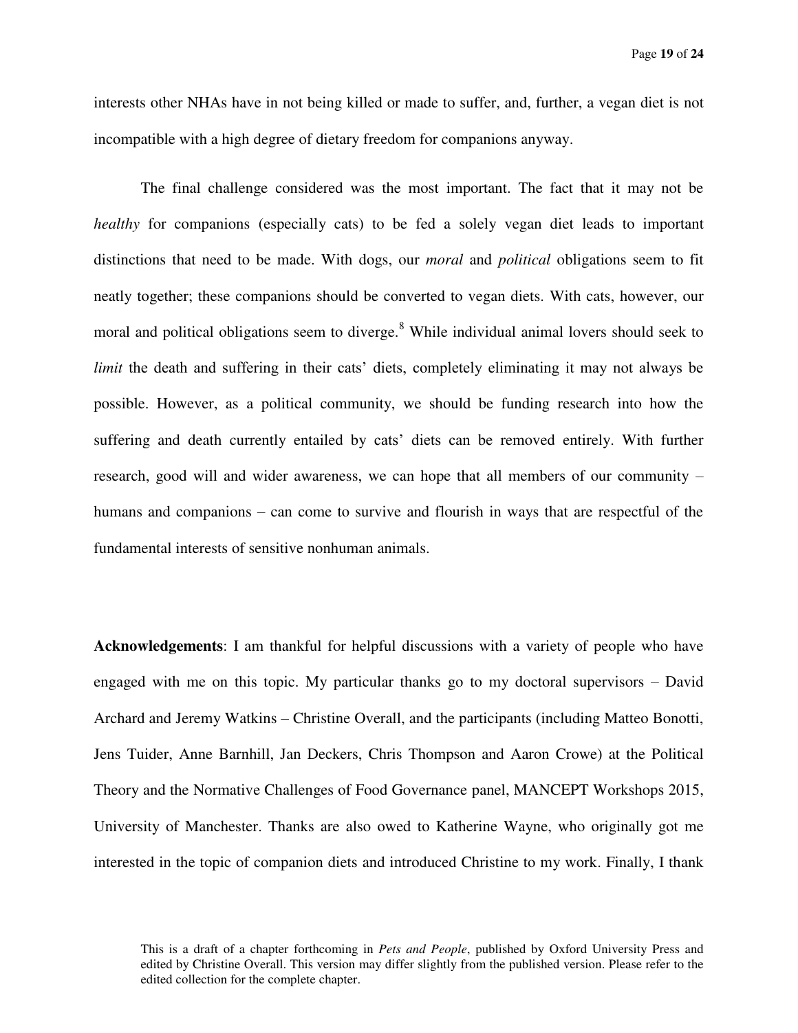interests other NHAs have in not being killed or made to suffer, and, further, a vegan diet is not incompatible with a high degree of dietary freedom for companions anyway.

The final challenge considered was the most important. The fact that it may not be *healthy* for companions (especially cats) to be fed a solely vegan diet leads to important distinctions that need to be made. With dogs, our *moral* and *political* obligations seem to fit neatly together; these companions should be converted to vegan diets. With cats, however, our moral and political obligations seem to diverge.[8] While individual animal lovers should seek to *limit* the death and suffering in their cats' diets, completely eliminating it may not always be possible. However, as a political community, we should be funding research into how the suffering and death currently entailed by cats' diets can be removed entirely. With further research, good will and wider awareness, we can hope that all members of our community – humans and companions – can come to survive and flourish in ways that are respectful of the fundamental interests of sensitive nonhuman animals.

**Acknowledgements**: I am thankful for helpful discussions with a variety of people who have engaged with me on this topic. My particular thanks go to my doctoral supervisors – David Archard and Jeremy Watkins – Christine Overall, and the participants (including Matteo Bonotti, Jens Tuider, Anne Barnhill, Jan Deckers, Chris Thompson and Aaron Crowe) at the Political Theory and the Normative Challenges of Food Governance panel, MANCEPT Workshops 2015, University of Manchester. Thanks are also owed to Katherine Wayne, who originally got me interested in the topic of companion diets and introduced Christine to my work. Finally, I thank

This is a draft of a chapter forthcoming in *Pets and People*, published by Oxford University Press and edited by Christine Overall. This version may differ slightly from the published version. Please refer to the edited collection for the complete chapter.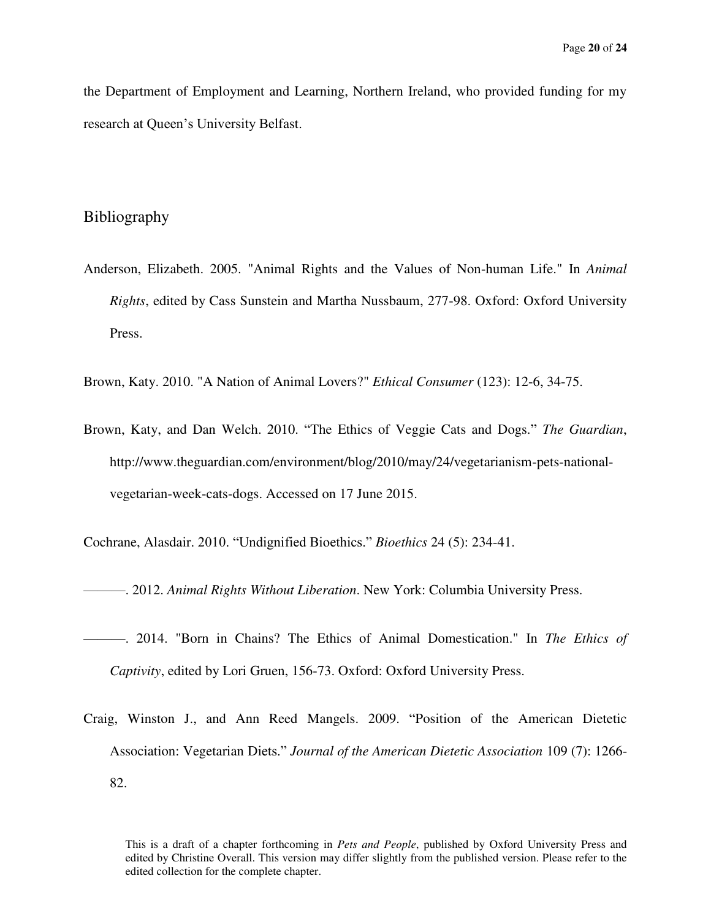the Department of Employment and Learning, Northern Ireland, who provided funding for my research at Queen's University Belfast.

## Bibliography

Anderson, Elizabeth. 2005. "Animal Rights and the Values of Non-human Life." In *Animal Rights*, edited by Cass Sunstein and Martha Nussbaum, 277-98. Oxford: Oxford University Press.

Brown, Katy. 2010. "A Nation of Animal Lovers?" *Ethical Consumer* (123): 12-6, 34-75.

Brown, Katy, and Dan Welch. 2010. "The Ethics of Veggie Cats and Dogs." *The Guardian*, http://www.theguardian.com/environment/blog/2010/may/24/vegetarianism-pets-national-vegetarian-week-cats-dogs. Accessed on 17 June 2015.

Cochrane, Alasdair. 2010. "Undignified Bioethics." *Bioethics* 24 (5): 234-41.

———. 2012. *Animal Rights Without Liberation*. New York: Columbia University Press.

———. 2014. "Born in Chains? The Ethics of Animal Domestication." In *The Ethics of Captivity*, edited by Lori Gruen, 156-73. Oxford: Oxford University Press.

Craig, Winston J., and Ann Reed Mangels. 2009. "Position of the American Dietetic Association: Vegetarian Diets." *Journal of the American Dietetic Association* 109 (7): 1266-82.

This is a draft of a chapter forthcoming in *Pets and People*, published by Oxford University Press and edited by Christine Overall. This version may differ slightly from the published version. Please refer to the edited collection for the complete chapter.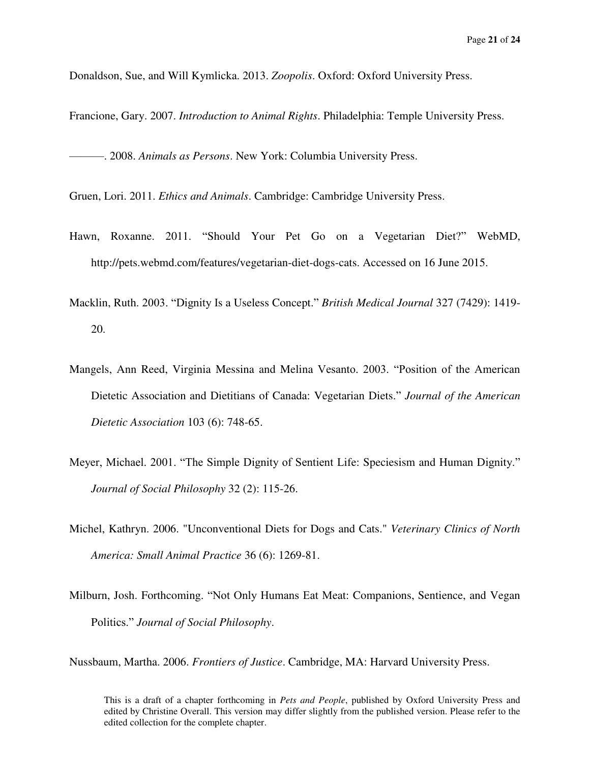Donaldson, Sue, and Will Kymlicka. 2013. *Zoopolis*. Oxford: Oxford University Press.

Francione, Gary. 2007. *Introduction to Animal Rights*. Philadelphia: Temple University Press.

———. 2008. *Animals as Persons*. New York: Columbia University Press.

Gruen, Lori. 2011. *Ethics and Animals*. Cambridge: Cambridge University Press.

Hawn, Roxanne. 2011. "Should Your Pet Go on a Vegetarian Diet?" WebMD, http://pets.webmd.com/features/vegetarian-diet-dogs-cats. Accessed on 16 June 2015.

Macklin, Ruth. 2003. "Dignity Is a Useless Concept." *British Medical Journal* 327 (7429): 1419-20.

Mangels, Ann Reed, Virginia Messina and Melina Vesanto. 2003. "Position of the American Dietetic Association and Dietitians of Canada: Vegetarian Diets." *Journal of the American Dietetic Association* 103 (6): 748-65.

Meyer, Michael. 2001. "The Simple Dignity of Sentient Life: Speciesism and Human Dignity." *Journal of Social Philosophy* 32 (2): 115-26.

Michel, Kathryn. 2006. "Unconventional Diets for Dogs and Cats." *Veterinary Clinics of North America: Small Animal Practice* 36 (6): 1269-81.

Milburn, Josh. Forthcoming. "Not Only Humans Eat Meat: Companions, Sentience, and Vegan Politics." *Journal of Social Philosophy*.

Nussbaum, Martha. 2006. *Frontiers of Justice*. Cambridge, MA: Harvard University Press.

This is a draft of a chapter forthcoming in *Pets and People*, published by Oxford University Press and edited by Christine Overall. This version may differ slightly from the published version. Please refer to the edited collection for the complete chapter.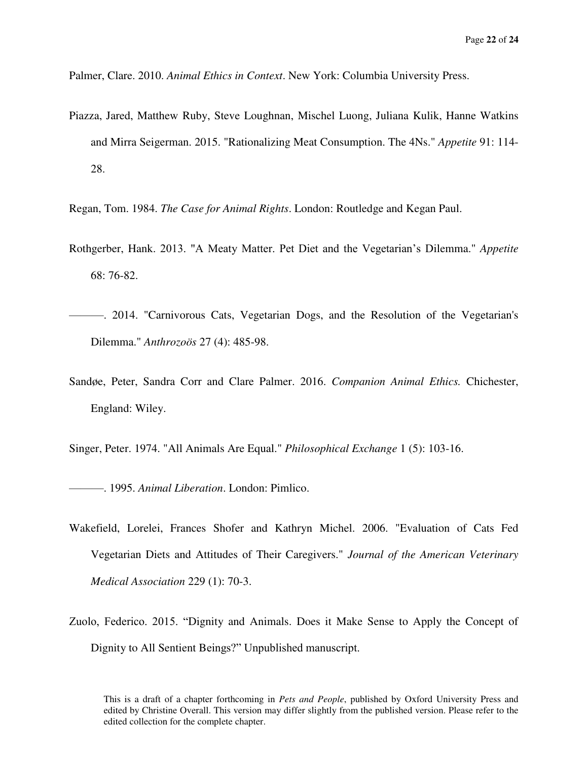Palmer, Clare. 2010. *Animal Ethics in Context*. New York: Columbia University Press.

Piazza, Jared, Matthew Ruby, Steve Loughnan, Mischel Luong, Juliana Kulik, Hanne Watkins and Mirra Seigerman. 2015. "Rationalizing Meat Consumption. The 4Ns." *Appetite* 91: 114-28.

Regan, Tom. 1984. *The Case for Animal Rights*. London: Routledge and Kegan Paul.

Rothgerber, Hank. 2013. "A Meaty Matter. Pet Diet and the Vegetarian's Dilemma." *Appetite* 68: 76-82.

———. 2014. "Carnivorous Cats, Vegetarian Dogs, and the Resolution of the Vegetarian's Dilemma." *Anthrozoös* 27 (4): 485-98.

Sandøe, Peter, Sandra Corr and Clare Palmer. 2016. *Companion Animal Ethics.* Chichester, England: Wiley.

Singer, Peter. 1974. "All Animals Are Equal." *Philosophical Exchange* 1 (5): 103-16.

———. 1995. *Animal Liberation*. London: Pimlico.

Wakefield, Lorelei, Frances Shofer and Kathryn Michel. 2006. "Evaluation of Cats Fed Vegetarian Diets and Attitudes of Their Caregivers." *Journal of the American Veterinary Medical Association* 229 (1): 70-3.

Zuolo, Federico. 2015. "Dignity and Animals. Does it Make Sense to Apply the Concept of Dignity to All Sentient Beings?" Unpublished manuscript.

This is a draft of a chapter forthcoming in *Pets and People*, published by Oxford University Press and edited by Christine Overall. This version may differ slightly from the published version. Please refer to the edited collection for the complete chapter.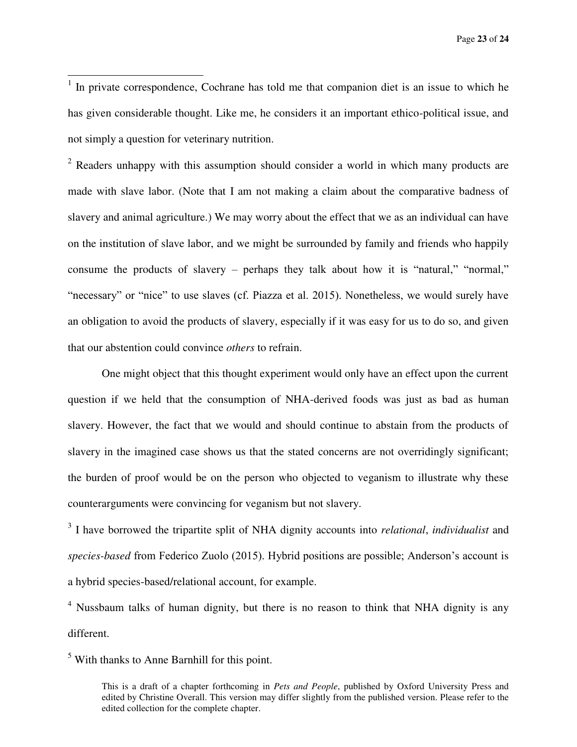[1] In private correspondence, Cochrane has told me that companion diet is an issue to which he has given considerable thought. Like me, he considers it an important ethico-political issue, and not simply a question for veterinary nutrition.

[2] Readers unhappy with this assumption should consider a world in which many products are made with slave labor. (Note that I am not making a claim about the comparative badness of slavery and animal agriculture.) We may worry about the effect that we as an individual can have on the institution of slave labor, and we might be surrounded by family and friends who happily consume the products of slavery – perhaps they talk about how it is "natural," "normal," "necessary" or "nice" to use slaves (cf. Piazza et al. 2015). Nonetheless, we would surely have an obligation to avoid the products of slavery, especially if it was easy for us to do so, and given that our abstention could convince *others* to refrain.

One might object that this thought experiment would only have an effect upon the current question if we held that the consumption of NHA-derived foods was just as bad as human slavery. However, the fact that we would and should continue to abstain from the products of slavery in the imagined case shows us that the stated concerns are not overridingly significant; the burden of proof would be on the person who objected to veganism to illustrate why these counterarguments were convincing for veganism but not slavery.

[3] I have borrowed the tripartite split of NHA dignity accounts into *relational*, *individualist* and *species-based* from Federico Zuolo (2015). Hybrid positions are possible; Anderson's account is a hybrid species-based/relational account, for example.

[4] Nussbaum talks of human dignity, but there is no reason to think that NHA dignity is any different.

[5] With thanks to Anne Barnhill for this point.

This is a draft of a chapter forthcoming in *Pets and People*, published by Oxford University Press and edited by Christine Overall. This version may differ slightly from the published version. Please refer to the edited collection for the complete chapter.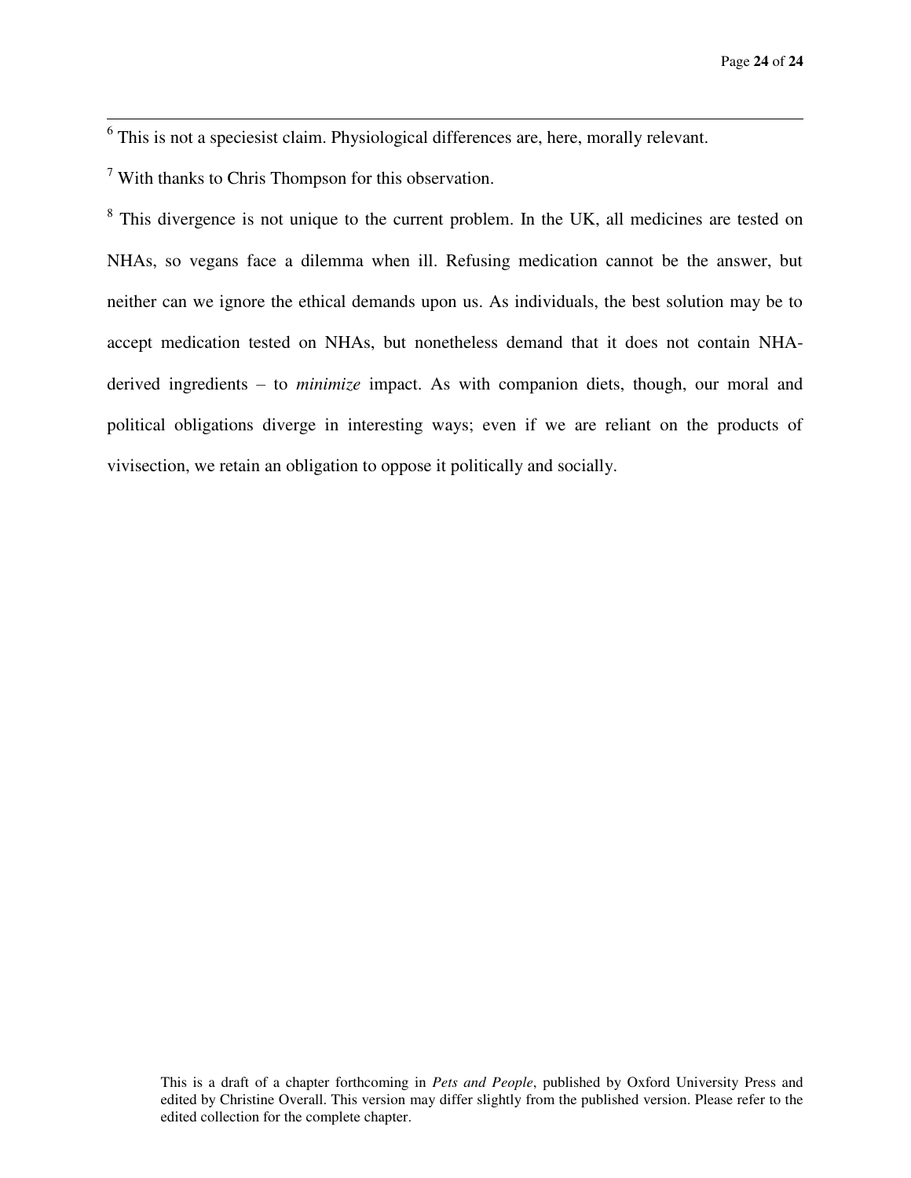[6] This is not a speciesist claim. Physiological differences are, here, morally relevant.

[7] With thanks to Chris Thompson for this observation.

[8] This divergence is not unique to the current problem. In the UK, all medicines are tested on NHAs, so vegans face a dilemma when ill. Refusing medication cannot be the answer, but neither can we ignore the ethical demands upon us. As individuals, the best solution may be to accept medication tested on NHAs, but nonetheless demand that it does not contain NHA-derived ingredients – to *minimize* impact. As with companion diets, though, our moral and political obligations diverge in interesting ways; even if we are reliant on the products of vivisection, we retain an obligation to oppose it politically and socially.

This is a draft of a chapter forthcoming in *Pets and People*, published by Oxford University Press and edited by Christine Overall. This version may differ slightly from the published version. Please refer to the edited collection for the complete chapter.